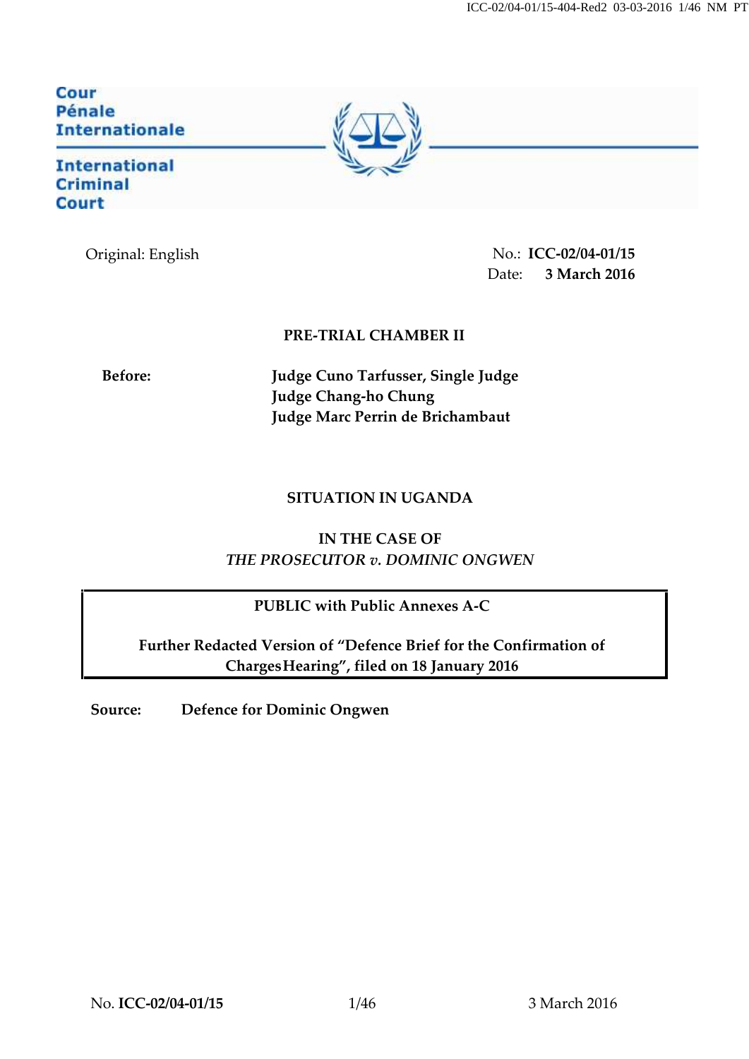Cour Pénale Internationale

International Criminal Court

Original: English

No.: **ICC-02/04-01/15**
Date: **3 March 2016**

**PRE-TRIAL CHAMBER II**

**Before:**

**Judge Cuno Tarfusser, Single Judge**
**Judge Chang-ho Chung**
**Judge Marc Perrin de Brichambaut**

**SITUATION IN UGANDA**

**IN THE CASE OF**
***THE PROSECUTOR v. DOMINIC ONGWEN***

**PUBLIC with Public Annexes A-C**

**Further Redacted Version of "Defence Brief for the Confirmation of Charges Hearing", filed on 18 January 2016**

**Source:** **Defence for Dominic Ongwen**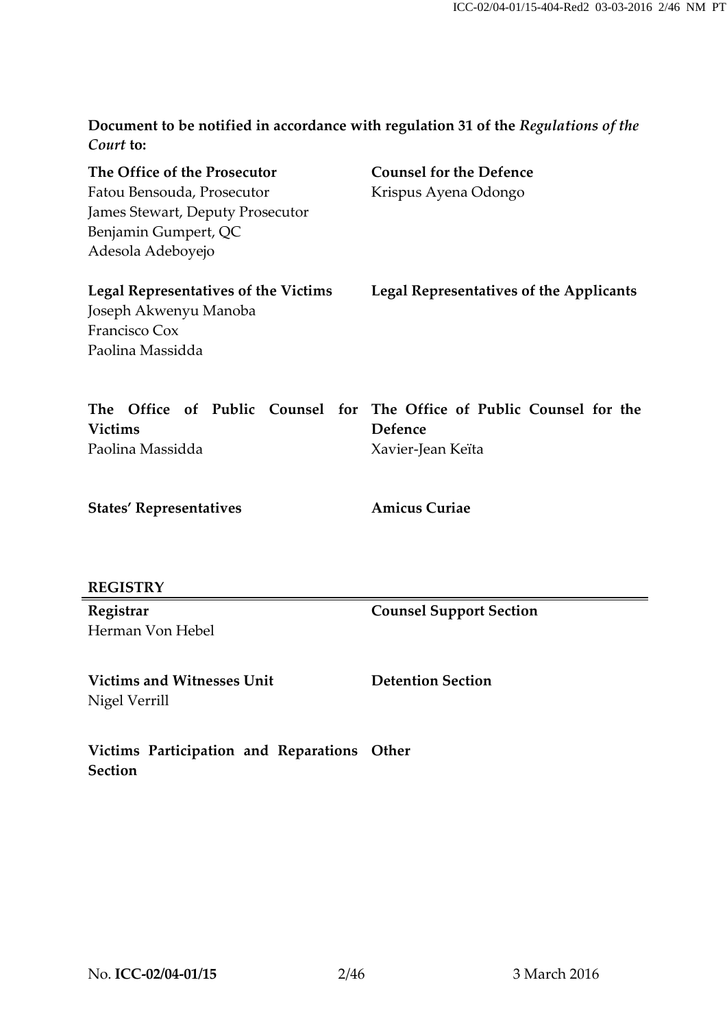**Document to be notified in accordance with regulation 31 of the *Regulations of the Court* to:**

| | |
|---|---|
| **The Office of the Prosecutor**<br>Fatou Bensouda, Prosecutor<br>James Stewart, Deputy Prosecutor<br>Benjamin Gumpert, QC<br>Adesola Adeboyejo | **Counsel for the Defence**<br>Krispus Ayena Odongo |
| **Legal Representatives of the Victims**<br>Joseph Akwenyu Manoba<br>Francisco Cox<br>Paolina Massidda | **Legal Representatives of the Applicants** |
| **The Office of Public Counsel for Victims**<br>Paolina Massidda | **The Office of Public Counsel for the Defence**<br>Xavier-Jean Keïta |
| **States' Representatives** | **Amicus Curiae** |

**REGISTRY**

| | |
|---|---|
| **Registrar**<br>Herman Von Hebel | **Counsel Support Section** |
| **Victims and Witnesses Unit**<br>Nigel Verrill | **Detention Section** |
| **Victims Participation and Reparations Section** | **Other** |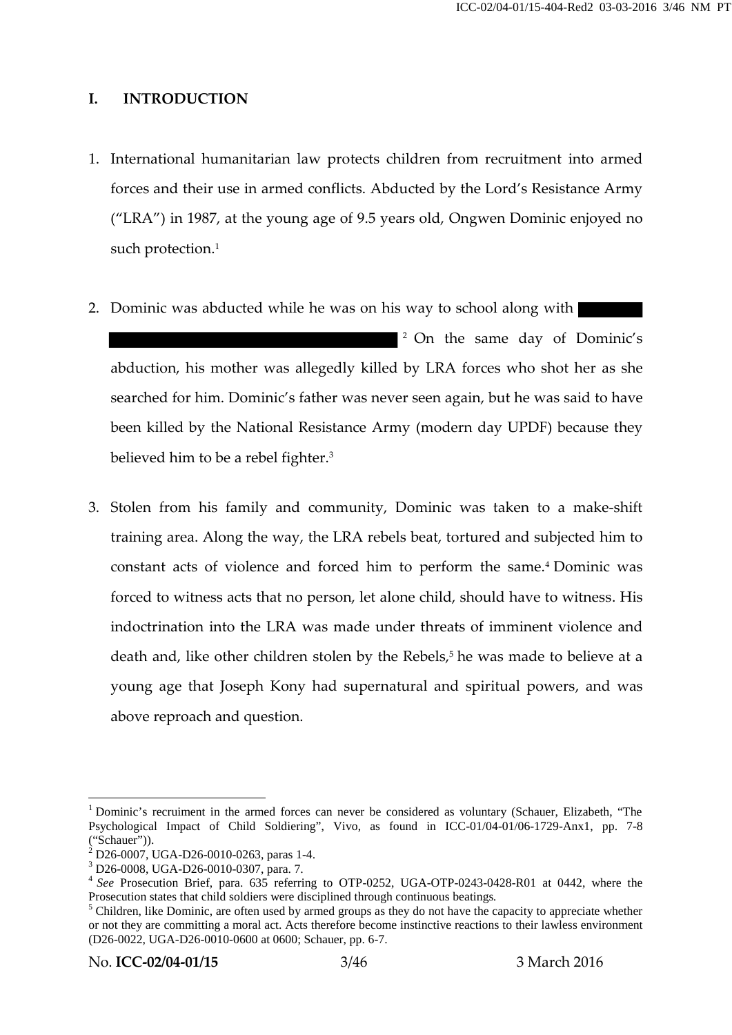# I. INTRODUCTION

1. International humanitarian law protects children from recruitment into armed forces and their use in armed conflicts. Abducted by the Lord's Resistance Army ("LRA") in 1987, at the young age of 9.5 years old, Ongwen Dominic enjoyed no such protection.[1]

2. Dominic was abducted while he was on his way to school along with [REDACTED] [REDACTED][2] On the same day of Dominic's abduction, his mother was allegedly killed by LRA forces who shot her as she searched for him. Dominic's father was never seen again, but he was said to have been killed by the National Resistance Army (modern day UPDF) because they believed him to be a rebel fighter.[3]

3. Stolen from his family and community, Dominic was taken to a make-shift training area. Along the way, the LRA rebels beat, tortured and subjected him to constant acts of violence and forced him to perform the same.[4] Dominic was forced to witness acts that no person, let alone child, should have to witness. His indoctrination into the LRA was made under threats of imminent violence and death and, like other children stolen by the Rebels,[5] he was made to believe at a young age that Joseph Kony had supernatural and spiritual powers, and was above reproach and question.

---

[1] Dominic's recruitment in the armed forces can never be considered as voluntary (Schauer, Elizabeth, "The Psychological Impact of Child Soldiering", Vivo, as found in ICC-01/04-01/06-1729-Anx1, pp. 7-8 ("Schauer")).

[2] D26-0007, UGA-D26-0010-0263, paras 1-4.

[3] D26-0008, UGA-D26-0010-0307, para. 7.

[4] *See* Prosecution Brief, para. 635 referring to OTP-0252, UGA-OTP-0243-0428-R01 at 0442, where the Prosecution states that child soldiers were disciplined through continuous beatings.

[5] Children, like Dominic, are often used by armed groups as they do not have the capacity to appreciate whether or not they are committing a moral act. Acts therefore become instinctive reactions to their lawless environment (D26-0022, UGA-D26-0010-0600 at 0600; Schauer, pp. 6-7.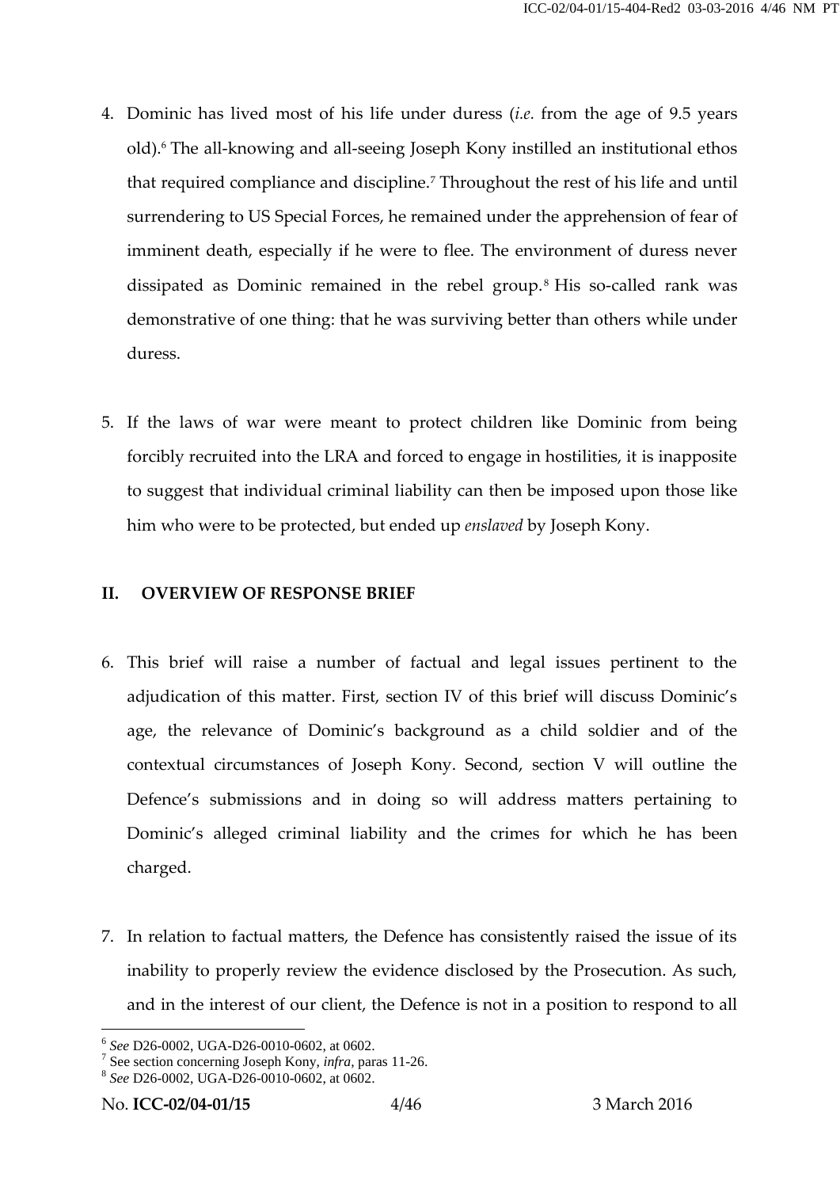4. Dominic has lived most of his life under duress (*i.e.* from the age of 9.5 years old).[6] The all-knowing and all-seeing Joseph Kony instilled an institutional ethos that required compliance and discipline.[7] Throughout the rest of his life and until surrendering to US Special Forces, he remained under the apprehension of fear of imminent death, especially if he were to flee. The environment of duress never dissipated as Dominic remained in the rebel group.[8] His so-called rank was demonstrative of one thing: that he was surviving better than others while under duress.

5. If the laws of war were meant to protect children like Dominic from being forcibly recruited into the LRA and forced to engage in hostilities, it is inapposite to suggest that individual criminal liability can then be imposed upon those like him who were to be protected, but ended up *enslaved* by Joseph Kony.

## II. OVERVIEW OF RESPONSE BRIEF

6. This brief will raise a number of factual and legal issues pertinent to the adjudication of this matter. First, section IV of this brief will discuss Dominic's age, the relevance of Dominic's background as a child soldier and of the contextual circumstances of Joseph Kony. Second, section V will outline the Defence's submissions and in doing so will address matters pertaining to Dominic's alleged criminal liability and the crimes for which he has been charged.

7. In relation to factual matters, the Defence has consistently raised the issue of its inability to properly review the evidence disclosed by the Prosecution. As such, and in the interest of our client, the Defence is not in a position to respond to all

---

[6] *See* D26-0002, UGA-D26-0010-0602, at 0602.

[7] See section concerning Joseph Kony, *infra*, paras 11-26.

[8] *See* D26-0002, UGA-D26-0010-0602, at 0602.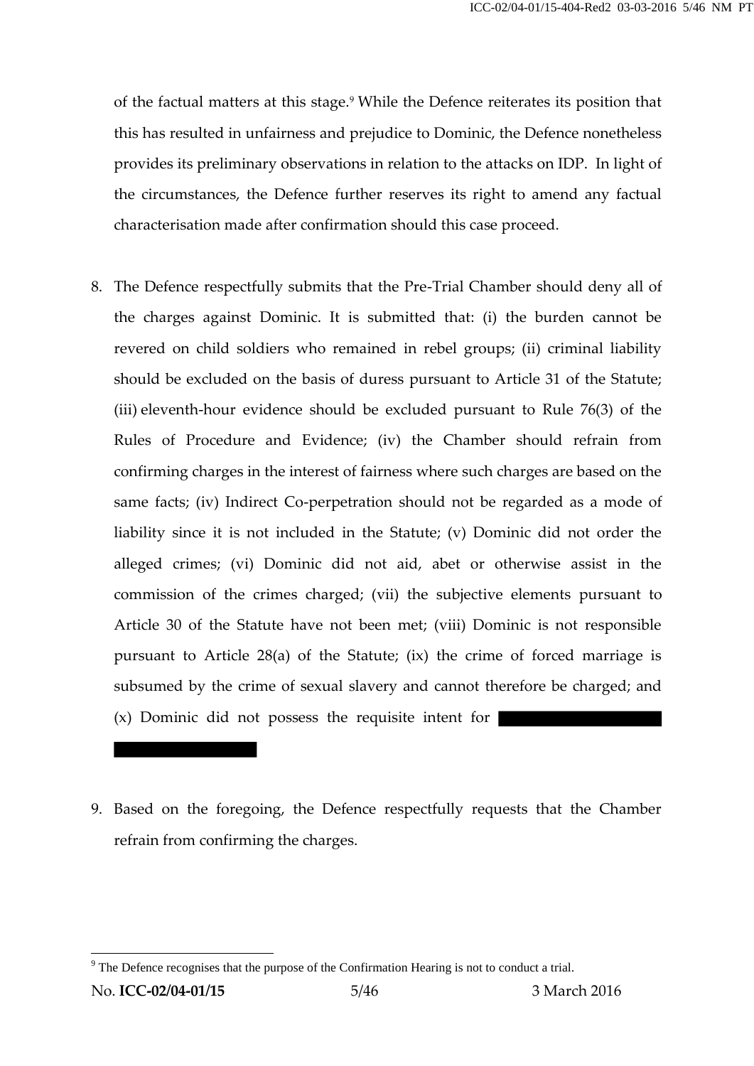of the factual matters at this stage.[9] While the Defence reiterates its position that this has resulted in unfairness and prejudice to Dominic, the Defence nonetheless provides its preliminary observations in relation to the attacks on IDP. In light of the circumstances, the Defence further reserves its right to amend any factual characterisation made after confirmation should this case proceed.

8. The Defence respectfully submits that the Pre-Trial Chamber should deny all of the charges against Dominic. It is submitted that: (i) the burden cannot be revered on child soldiers who remained in rebel groups; (ii) criminal liability should be excluded on the basis of duress pursuant to Article 31 of the Statute; (iii) eleventh-hour evidence should be excluded pursuant to Rule 76(3) of the Rules of Procedure and Evidence; (iv) the Chamber should refrain from confirming charges in the interest of fairness where such charges are based on the same facts; (iv) Indirect Co-perpetration should not be regarded as a mode of liability since it is not included in the Statute; (v) Dominic did not order the alleged crimes; (vi) Dominic did not aid, abet or otherwise assist in the commission of the crimes charged; (vii) the subjective elements pursuant to Article 30 of the Statute have not been met; (viii) Dominic is not responsible pursuant to Article 28(a) of the Statute; (ix) the crime of forced marriage is subsumed by the crime of sexual slavery and cannot therefore be charged; and (x) Dominic did not possess the requisite intent for [REDACTED]

9. Based on the foregoing, the Defence respectfully requests that the Chamber refrain from confirming the charges.

---

[9] The Defence recognises that the purpose of the Confirmation Hearing is not to conduct a trial.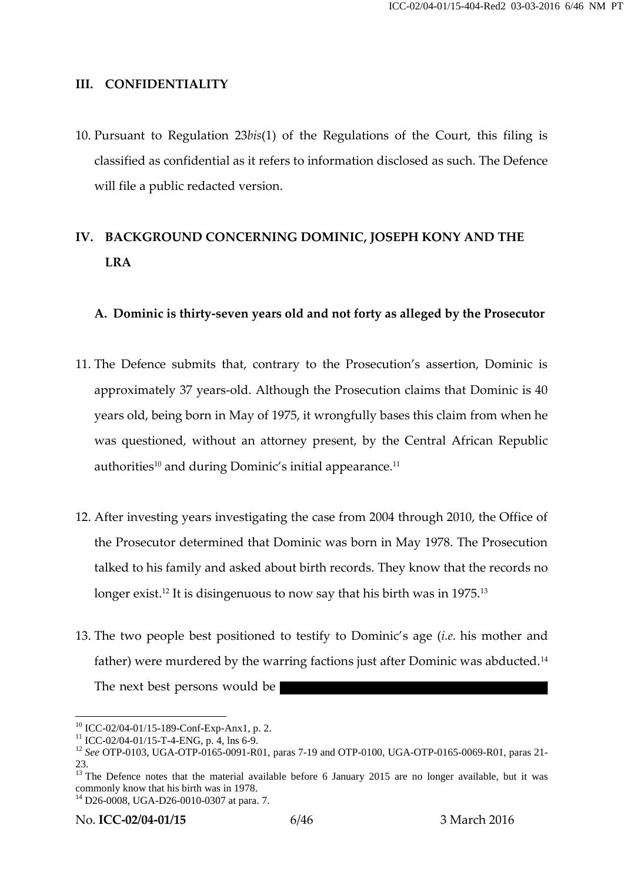## III. CONFIDENTIALITY

10. Pursuant to Regulation 23*bis*(1) of the Regulations of the Court, this filing is classified as confidential as it refers to information disclosed as such. The Defence will file a public redacted version.

## IV. BACKGROUND CONCERNING DOMINIC, JOSEPH KONY AND THE LRA

### A. Dominic is thirty-seven years old and not forty as alleged by the Prosecutor

11. The Defence submits that, contrary to the Prosecution's assertion, Dominic is approximately 37 years-old. Although the Prosecution claims that Dominic is 40 years old, being born in May of 1975, it wrongfully bases this claim from when he was questioned, without an attorney present, by the Central African Republic authorities[10] and during Dominic's initial appearance.[11]

12. After investing years investigating the case from 2004 through 2010, the Office of the Prosecutor determined that Dominic was born in May 1978. The Prosecution talked to his family and asked about birth records. They know that the records no longer exist.[12] It is disingenuous to now say that his birth was in 1975.[13]

13. The two people best positioned to testify to Dominic's age (*i.e.* his mother and father) were murdered by the warring factions just after Dominic was abducted.[14] The next best persons would be ████████████████████

---

[10] ICC-02/04-01/15-189-Conf-Exp-Anx1, p. 2.

[11] ICC-02/04-01/15-T-4-ENG, p. 4, lns 6-9.

[12] *See* OTP-0103, UGA-OTP-0165-0091-R01, paras 7-19 and OTP-0100, UGA-OTP-0165-0069-R01, paras 21-23.

[13] The Defence notes that the material available before 6 January 2015 are no longer available, but it was commonly know that his birth was in 1978.

[14] D26-0008, UGA-D26-0010-0307 at para. 7.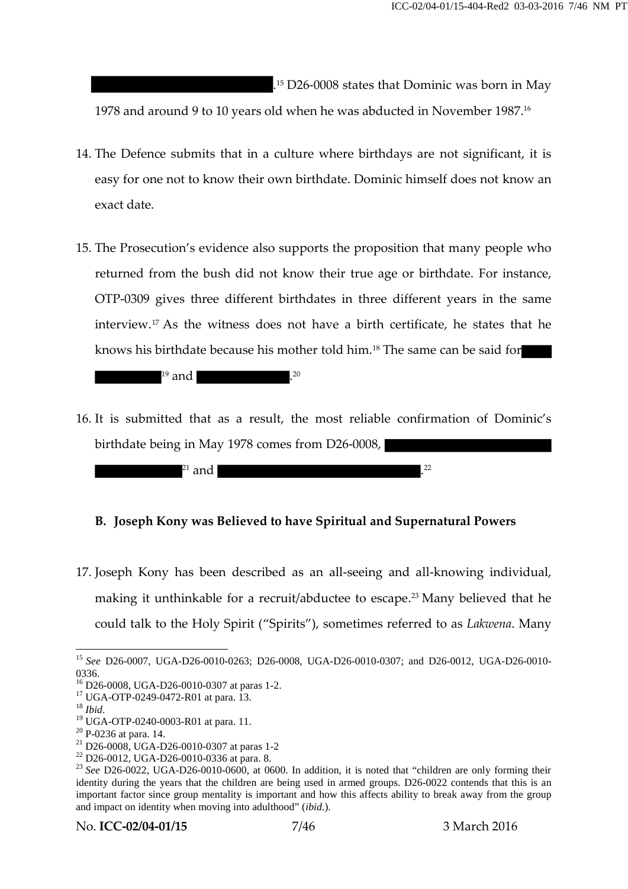[REDACTED].[15] D26-0008 states that Dominic was born in May 1978 and around 9 to 10 years old when he was abducted in November 1987.[16]

14. The Defence submits that in a culture where birthdays are not significant, it is easy for one not to know their own birthdate. Dominic himself does not know an exact date.

15. The Prosecution's evidence also supports the proposition that many people who returned from the bush did not know their true age or birthdate. For instance, OTP-0309 gives three different birthdates in three different years in the same interview.[17] As the witness does not have a birth certificate, he states that he knows his birthdate because his mother told him.[18] The same can be said for [REDACTED][19] and [REDACTED].[20]

16. It is submitted that as a result, the most reliable confirmation of Dominic's birthdate being in May 1978 comes from D26-0008, [REDACTED][21] and [REDACTED].[22]

### B. Joseph Kony was Believed to have Spiritual and Supernatural Powers

17. Joseph Kony has been described as an all-seeing and all-knowing individual, making it unthinkable for a recruit/abductee to escape.[23] Many believed that he could talk to the Holy Spirit ("Spirits"), sometimes referred to as *Lakwena*. Many

---

[15] *See* D26-0007, UGA-D26-0010-0263; D26-0008, UGA-D26-0010-0307; and D26-0012, UGA-D26-0010-0336.

[16] D26-0008, UGA-D26-0010-0307 at paras 1-2.

[17] UGA-OTP-0249-0472-R01 at para. 13.

[18] *Ibid*.

[19] UGA-OTP-0240-0003-R01 at para. 11.

[20] P-0236 at para. 14.

[21] D26-0008, UGA-D26-0010-0307 at paras 1-2

[22] D26-0012, UGA-D26-0010-0336 at para. 8.

[23] *See* D26-0022, UGA-D26-0010-0600, at 0600. In addition, it is noted that "children are only forming their identity during the years that the children are being used in armed groups. D26-0022 contends that this is an important factor since group mentality is important and how this affects ability to break away from the group and impact on identity when moving into adulthood" (*ibid.*).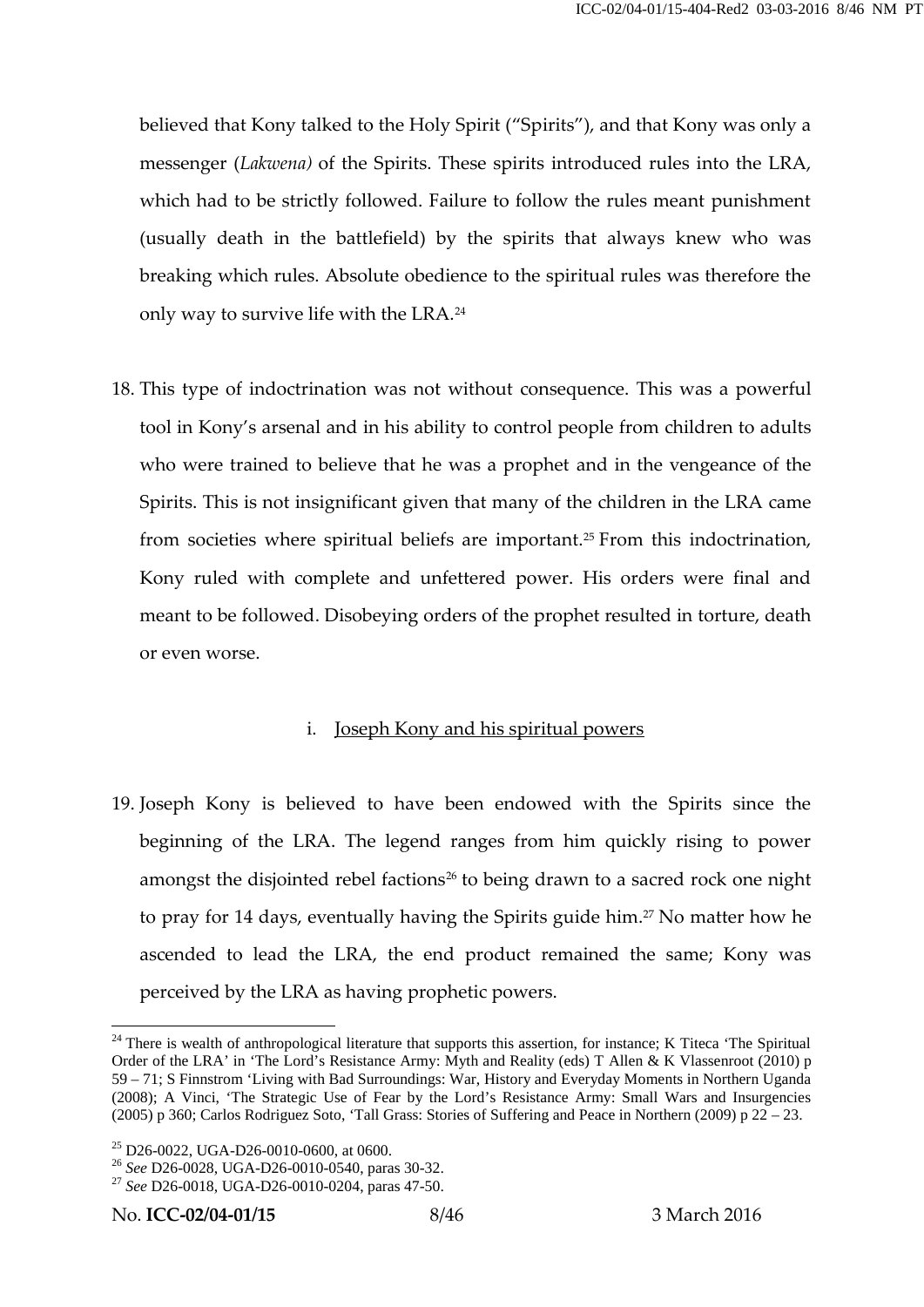believed that Kony talked to the Holy Spirit ("Spirits"), and that Kony was only a messenger (*Lakwena)* of the Spirits. These spirits introduced rules into the LRA, which had to be strictly followed. Failure to follow the rules meant punishment (usually death in the battlefield) by the spirits that always knew who was breaking which rules. Absolute obedience to the spiritual rules was therefore the only way to survive life with the LRA.[24]

18. This type of indoctrination was not without consequence. This was a powerful tool in Kony's arsenal and in his ability to control people from children to adults who were trained to believe that he was a prophet and in the vengeance of the Spirits. This is not insignificant given that many of the children in the LRA came from societies where spiritual beliefs are important.[25] From this indoctrination, Kony ruled with complete and unfettered power. His orders were final and meant to be followed. Disobeying orders of the prophet resulted in torture, death or even worse.

i. Joseph Kony and his spiritual powers

19. Joseph Kony is believed to have been endowed with the Spirits since the beginning of the LRA. The legend ranges from him quickly rising to power amongst the disjointed rebel factions[26] to being drawn to a sacred rock one night to pray for 14 days, eventually having the Spirits guide him.[27] No matter how he ascended to lead the LRA, the end product remained the same; Kony was perceived by the LRA as having prophetic powers.

---

[24] There is wealth of anthropological literature that supports this assertion, for instance; K Titeca 'The Spiritual Order of the LRA' in 'The Lord's Resistance Army: Myth and Reality (eds) T Allen & K Vlassenroot (2010) p 59 – 71; S Finnstrom 'Living with Bad Surroundings: War, History and Everyday Moments in Northern Uganda (2008); A Vinci, 'The Strategic Use of Fear by the Lord's Resistance Army: Small Wars and Insurgencies (2005) p 360; Carlos Rodriguez Soto, 'Tall Grass: Stories of Suffering and Peace in Northern (2009) p 22 – 23.

[25] D26-0022, UGA-D26-0010-0600, at 0600.

[26] *See* D26-0028, UGA-D26-0010-0540, paras 30-32.

[27] *See* D26-0018, UGA-D26-0010-0204, paras 47-50.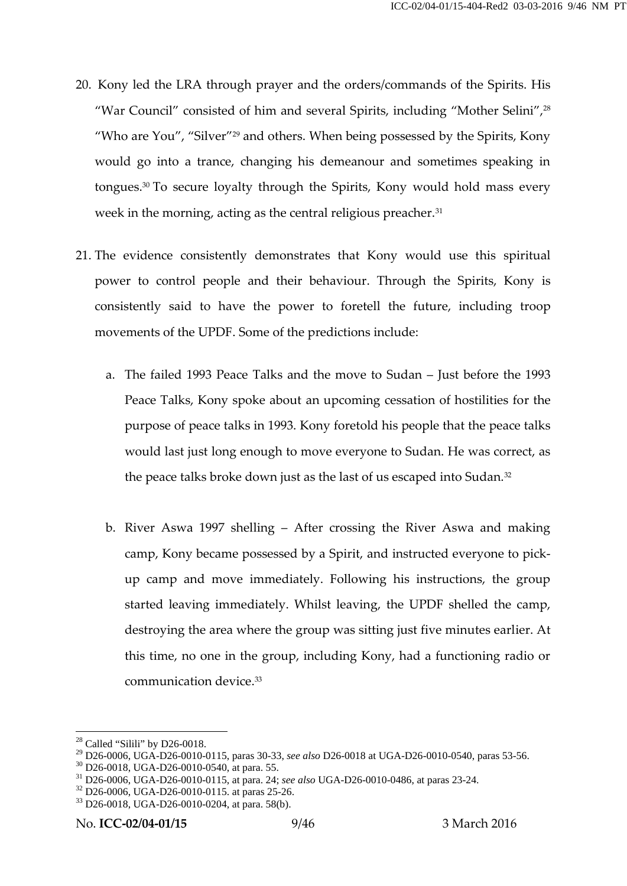20. Kony led the LRA through prayer and the orders/commands of the Spirits. His "War Council" consisted of him and several Spirits, including "Mother Selini",[28] "Who are You", "Silver"[29] and others. When being possessed by the Spirits, Kony would go into a trance, changing his demeanour and sometimes speaking in tongues.[30] To secure loyalty through the Spirits, Kony would hold mass every week in the morning, acting as the central religious preacher.[31]

21. The evidence consistently demonstrates that Kony would use this spiritual power to control people and their behaviour. Through the Spirits, Kony is consistently said to have the power to foretell the future, including troop movements of the UPDF. Some of the predictions include:

    a. The failed 1993 Peace Talks and the move to Sudan – Just before the 1993 Peace Talks, Kony spoke about an upcoming cessation of hostilities for the purpose of peace talks in 1993. Kony foretold his people that the peace talks would last just long enough to move everyone to Sudan. He was correct, as the peace talks broke down just as the last of us escaped into Sudan.[32]

    b. River Aswa 1997 shelling – After crossing the River Aswa and making camp, Kony became possessed by a Spirit, and instructed everyone to pick-up camp and move immediately. Following his instructions, the group started leaving immediately. Whilst leaving, the UPDF shelled the camp, destroying the area where the group was sitting just five minutes earlier. At this time, no one in the group, including Kony, had a functioning radio or communication device.[33]

---

[28] Called "Silili" by D26-0018.

[29] D26-0006, UGA-D26-0010-0115, paras 30-33, *see also* D26-0018 at UGA-D26-0010-0540, paras 53-56.

[30] D26-0018, UGA-D26-0010-0540, at para. 55.

[31] D26-0006, UGA-D26-0010-0115, at para. 24; *see also* UGA-D26-0010-0486, at paras 23-24.

[32] D26-0006, UGA-D26-0010-0115. at paras 25-26.

[33] D26-0018, UGA-D26-0010-0204, at para. 58(b).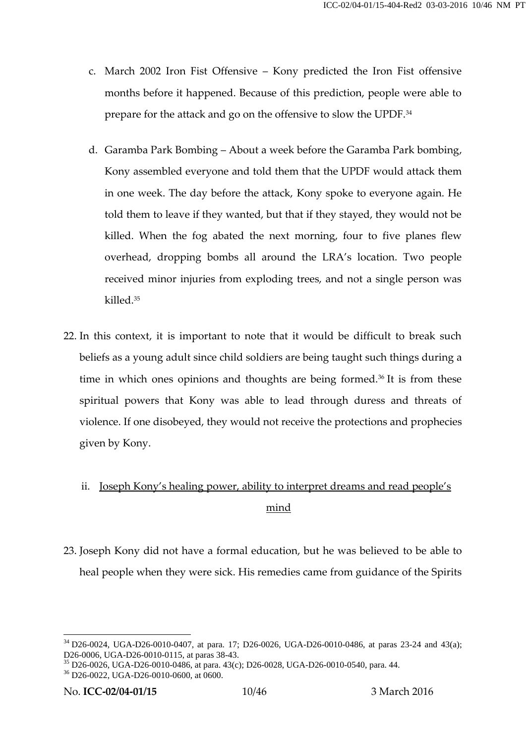c. March 2002 Iron Fist Offensive – Kony predicted the Iron Fist offensive months before it happened. Because of this prediction, people were able to prepare for the attack and go on the offensive to slow the UPDF.[34]

d. Garamba Park Bombing – About a week before the Garamba Park bombing, Kony assembled everyone and told them that the UPDF would attack them in one week. The day before the attack, Kony spoke to everyone again. He told them to leave if they wanted, but that if they stayed, they would not be killed. When the fog abated the next morning, four to five planes flew overhead, dropping bombs all around the LRA's location. Two people received minor injuries from exploding trees, and not a single person was killed.[35]

22. In this context, it is important to note that it would be difficult to break such beliefs as a young adult since child soldiers are being taught such things during a time in which ones opinions and thoughts are being formed.[36] It is from these spiritual powers that Kony was able to lead through duress and threats of violence. If one disobeyed, they would not receive the protections and prophecies given by Kony.

### ii. Joseph Kony's healing power, ability to interpret dreams and read people's mind

23. Joseph Kony did not have a formal education, but he was believed to be able to heal people when they were sick. His remedies came from guidance of the Spirits

---

[34] D26-0024, UGA-D26-0010-0407, at para. 17; D26-0026, UGA-D26-0010-0486, at paras 23-24 and 43(a); D26-0006, UGA-D26-0010-0115, at paras 38-43.

[35] D26-0026, UGA-D26-0010-0486, at para. 43(c); D26-0028, UGA-D26-0010-0540, para. 44.

[36] D26-0022, UGA-D26-0010-0600, at 0600.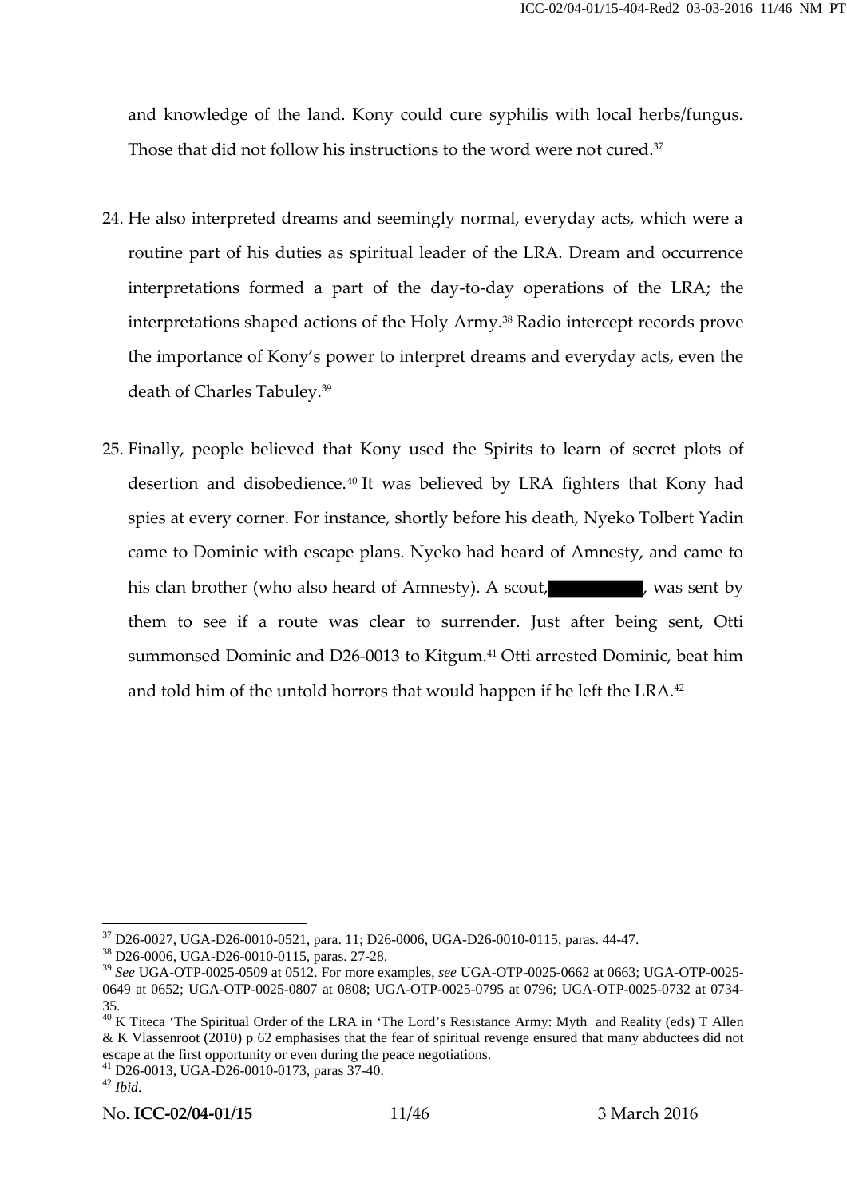and knowledge of the land. Kony could cure syphilis with local herbs/fungus. Those that did not follow his instructions to the word were not cured.[37]

24. He also interpreted dreams and seemingly normal, everyday acts, which were a routine part of his duties as spiritual leader of the LRA. Dream and occurrence interpretations formed a part of the day-to-day operations of the LRA; the interpretations shaped actions of the Holy Army.[38] Radio intercept records prove the importance of Kony's power to interpret dreams and everyday acts, even the death of Charles Tabuley.[39]

25. Finally, people believed that Kony used the Spirits to learn of secret plots of desertion and disobedience.[40] It was believed by LRA fighters that Kony had spies at every corner. For instance, shortly before his death, Nyeko Tolbert Yadin came to Dominic with escape plans. Nyeko had heard of Amnesty, and came to his clan brother (who also heard of Amnesty). A scout, ██████████, was sent by them to see if a route was clear to surrender. Just after being sent, Otti summonsed Dominic and D26-0013 to Kitgum.[41] Otti arrested Dominic, beat him and told him of the untold horrors that would happen if he left the LRA.[42]

---

[37] D26-0027, UGA-D26-0010-0521, para. 11; D26-0006, UGA-D26-0010-0115, paras. 44-47.

[38] D26-0006, UGA-D26-0010-0115, paras. 27-28.

[39] *See* UGA-OTP-0025-0509 at 0512. For more examples, *see* UGA-OTP-0025-0662 at 0663; UGA-OTP-0025-0649 at 0652; UGA-OTP-0025-0807 at 0808; UGA-OTP-0025-0795 at 0796; UGA-OTP-0025-0732 at 0734-35.

[40] K Titeca 'The Spiritual Order of the LRA in 'The Lord's Resistance Army: Myth and Reality (eds) T Allen & K Vlassenroot (2010) p 62 emphasises that the fear of spiritual revenge ensured that many abductees did not escape at the first opportunity or even during the peace negotiations.

[41] D26-0013, UGA-D26-0010-0173, paras 37-40.

[42] *Ibid*.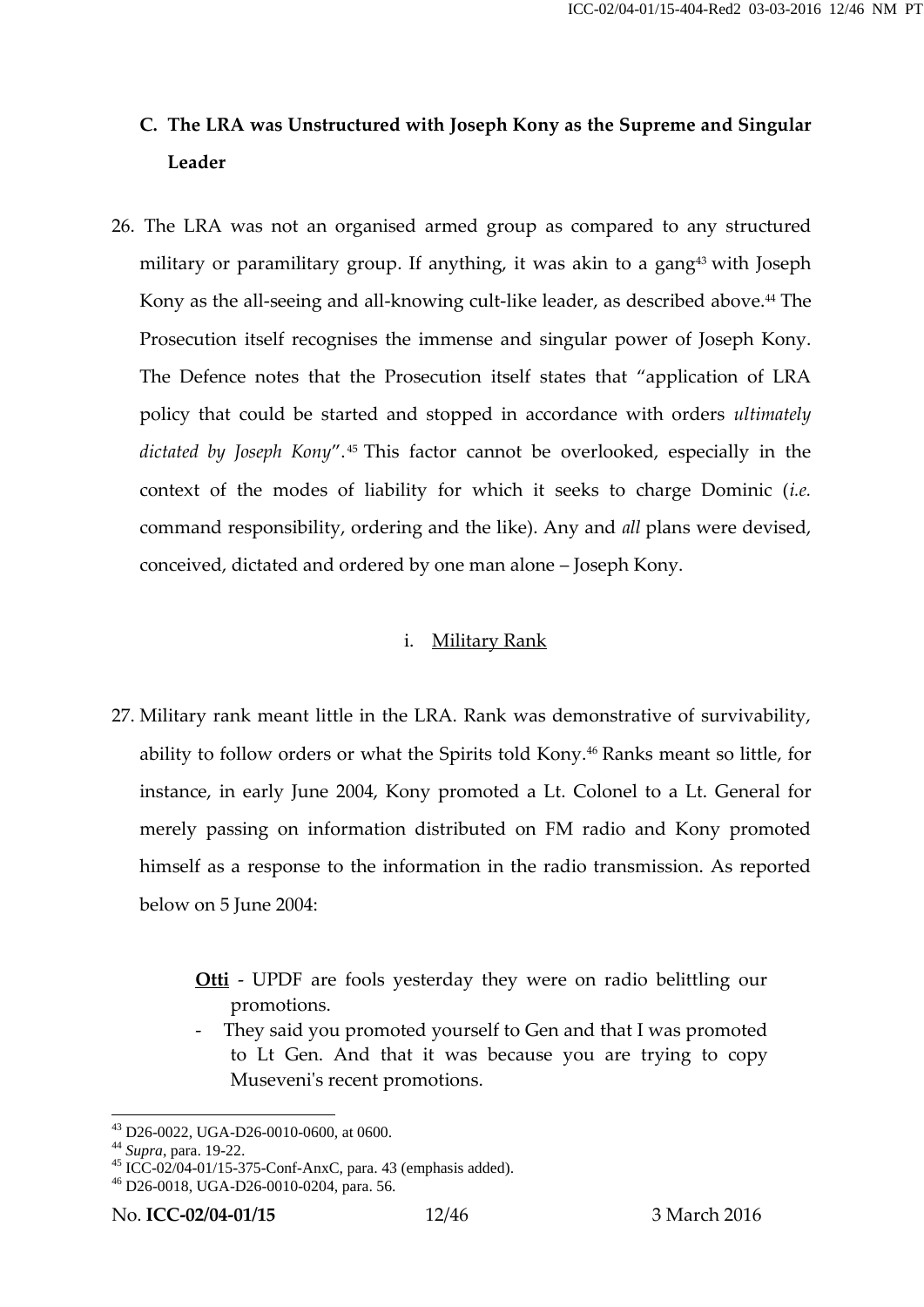## C. The LRA was Unstructured with Joseph Kony as the Supreme and Singular Leader

26. The LRA was not an organised armed group as compared to any structured military or paramilitary group. If anything, it was akin to a gang[43] with Joseph Kony as the all-seeing and all-knowing cult-like leader, as described above.[44] The Prosecution itself recognises the immense and singular power of Joseph Kony. The Defence notes that the Prosecution itself states that "application of LRA policy that could be started and stopped in accordance with orders *ultimately dictated by Joseph Kony*".[45] This factor cannot be overlooked, especially in the context of the modes of liability for which it seeks to charge Dominic (*i.e.* command responsibility, ordering and the like). Any and *all* plans were devised, conceived, dictated and ordered by one man alone – Joseph Kony.

### i. Military Rank

27. Military rank meant little in the LRA. Rank was demonstrative of survivability, ability to follow orders or what the Spirits told Kony.[46] Ranks meant so little, for instance, in early June 2004, Kony promoted a Lt. Colonel to a Lt. General for merely passing on information distributed on FM radio and Kony promoted himself as a response to the information in the radio transmission. As reported below on 5 June 2004:

> **Otti** - UPDF are fools yesterday they were on radio belittling our promotions.
> - They said you promoted yourself to Gen and that I was promoted to Lt Gen. And that it was because you are trying to copy Museveni's recent promotions.

---

[43] D26-0022, UGA-D26-0010-0600, at 0600.
[44] *Supra*, para. 19-22.
[45] ICC-02/04-01/15-375-Conf-AnxC, para. 43 (emphasis added).
[46] D26-0018, UGA-D26-0010-0204, para. 56.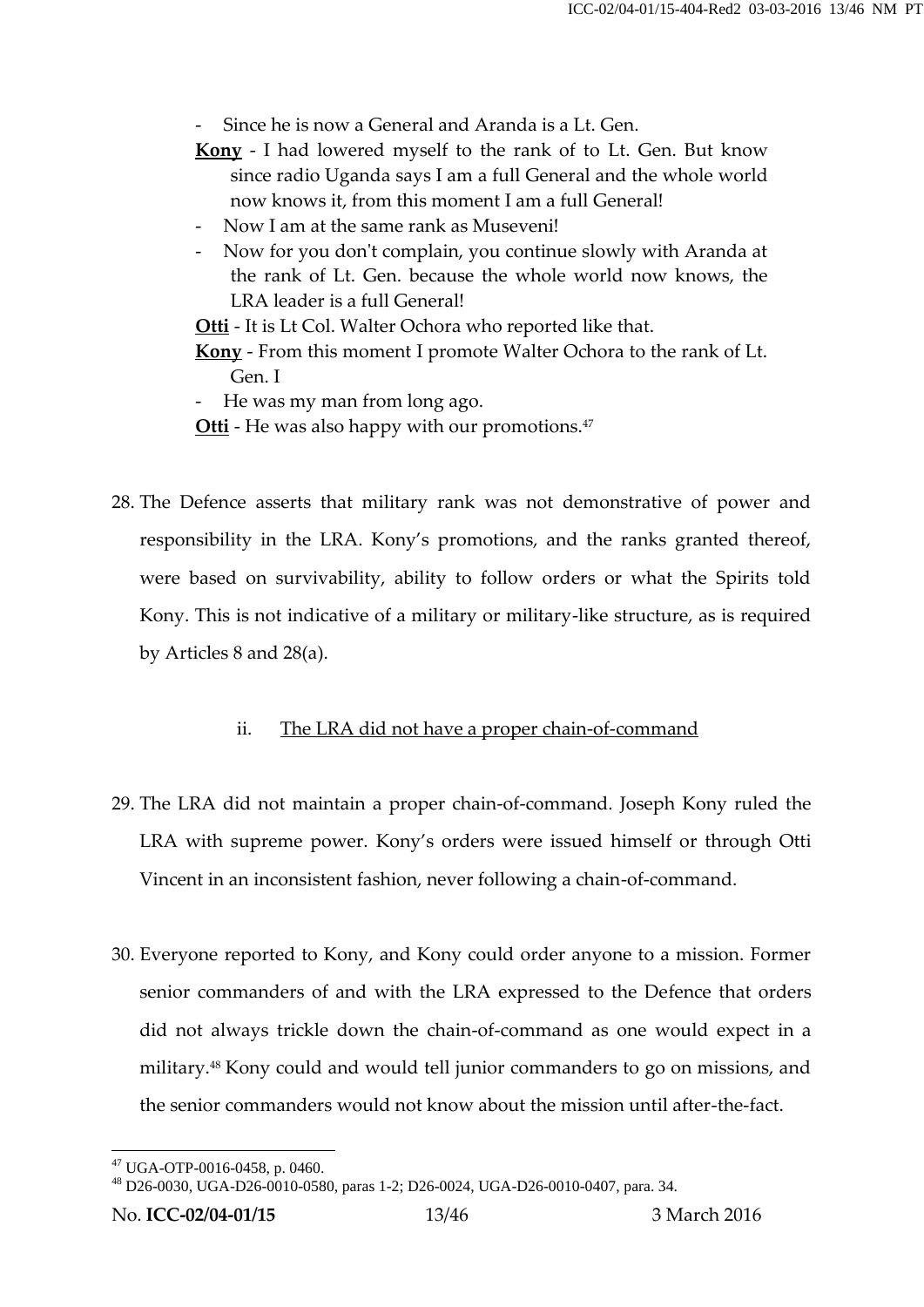- Since he is now a General and Aranda is a Lt. Gen.

**Kony** - I had lowered myself to the rank of to Lt. Gen. But know since radio Uganda says I am a full General and the whole world now knows it, from this moment I am a full General!

- Now I am at the same rank as Museveni!
- Now for you don't complain, you continue slowly with Aranda at the rank of Lt. Gen. because the whole world now knows, the LRA leader is a full General!

**Otti** - It is Lt Col. Walter Ochora who reported like that.

**Kony** - From this moment I promote Walter Ochora to the rank of Lt. Gen. I

- He was my man from long ago.

**Otti** - He was also happy with our promotions.[47]

28. The Defence asserts that military rank was not demonstrative of power and responsibility in the LRA. Kony's promotions, and the ranks granted thereof, were based on survivability, ability to follow orders or what the Spirits told Kony. This is not indicative of a military or military-like structure, as is required by Articles 8 and 28(a).

ii. The LRA did not have a proper chain-of-command

29. The LRA did not maintain a proper chain-of-command. Joseph Kony ruled the LRA with supreme power. Kony's orders were issued himself or through Otti Vincent in an inconsistent fashion, never following a chain-of-command.

30. Everyone reported to Kony, and Kony could order anyone to a mission. Former senior commanders of and with the LRA expressed to the Defence that orders did not always trickle down the chain-of-command as one would expect in a military.[48] Kony could and would tell junior commanders to go on missions, and the senior commanders would not know about the mission until after-the-fact.

---

[47] UGA-OTP-0016-0458, p. 0460.

[48] D26-0030, UGA-D26-0010-0580, paras 1-2; D26-0024, UGA-D26-0010-0407, para. 34.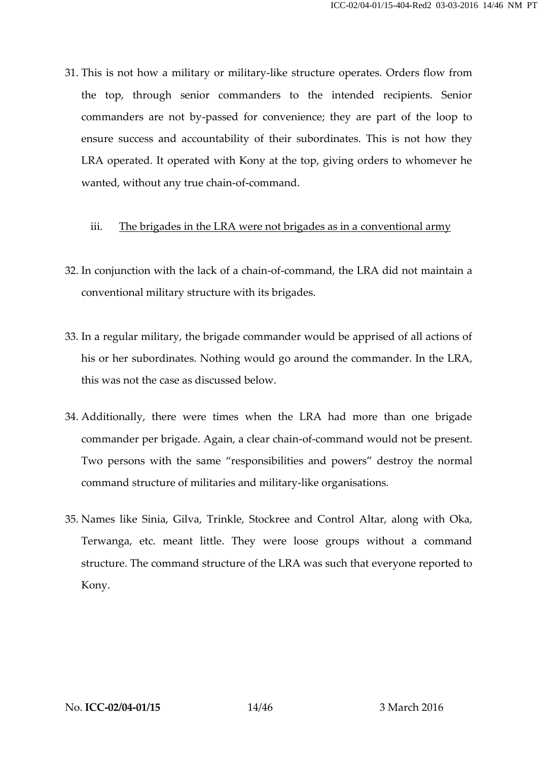31. This is not how a military or military-like structure operates. Orders flow from the top, through senior commanders to the intended recipients. Senior commanders are not by-passed for convenience; they are part of the loop to ensure success and accountability of their subordinates. This is not how they LRA operated. It operated with Kony at the top, giving orders to whomever he wanted, without any true chain-of-command.

### iii. <u>The brigades in the LRA were not brigades as in a conventional army</u>

32. In conjunction with the lack of a chain-of-command, the LRA did not maintain a conventional military structure with its brigades.

33. In a regular military, the brigade commander would be apprised of all actions of his or her subordinates. Nothing would go around the commander. In the LRA, this was not the case as discussed below.

34. Additionally, there were times when the LRA had more than one brigade commander per brigade. Again, a clear chain-of-command would not be present. Two persons with the same "responsibilities and powers" destroy the normal command structure of militaries and military-like organisations.

35. Names like Sinia, Gilva, Trinkle, Stockree and Control Altar, along with Oka, Terwanga, etc. meant little. They were loose groups without a command structure. The command structure of the LRA was such that everyone reported to Kony.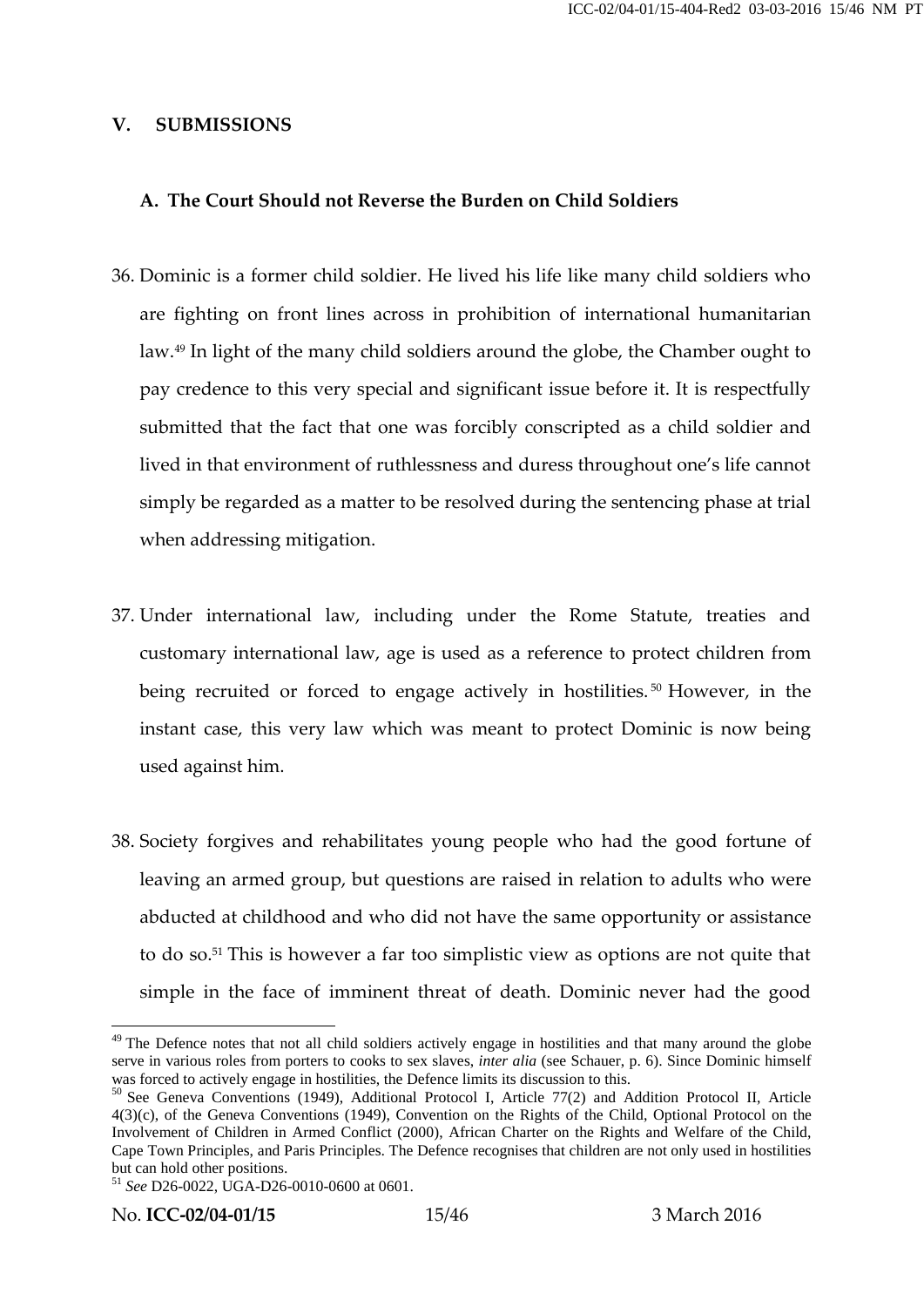## V. SUBMISSIONS

### A. The Court Should not Reverse the Burden on Child Soldiers

36. Dominic is a former child soldier. He lived his life like many child soldiers who are fighting on front lines across in prohibition of international humanitarian law.[49] In light of the many child soldiers around the globe, the Chamber ought to pay credence to this very special and significant issue before it. It is respectfully submitted that the fact that one was forcibly conscripted as a child soldier and lived in that environment of ruthlessness and duress throughout one's life cannot simply be regarded as a matter to be resolved during the sentencing phase at trial when addressing mitigation.

37. Under international law, including under the Rome Statute, treaties and customary international law, age is used as a reference to protect children from being recruited or forced to engage actively in hostilities.[50] However, in the instant case, this very law which was meant to protect Dominic is now being used against him.

38. Society forgives and rehabilitates young people who had the good fortune of leaving an armed group, but questions are raised in relation to adults who were abducted at childhood and who did not have the same opportunity or assistance to do so.[51] This is however a far too simplistic view as options are not quite that simple in the face of imminent threat of death. Dominic never had the good

---

[49] The Defence notes that not all child soldiers actively engage in hostilities and that many around the globe serve in various roles from porters to cooks to sex slaves, *inter alia* (see Schauer, p. 6). Since Dominic himself was forced to actively engage in hostilities, the Defence limits its discussion to this.

[50] See Geneva Conventions (1949), Additional Protocol I, Article 77(2) and Addition Protocol II, Article 4(3)(c), of the Geneva Conventions (1949), Convention on the Rights of the Child, Optional Protocol on the Involvement of Children in Armed Conflict (2000), African Charter on the Rights and Welfare of the Child, Cape Town Principles, and Paris Principles. The Defence recognises that children are not only used in hostilities but can hold other positions.

[51] *See* D26-0022, UGA-D26-0010-0600 at 0601.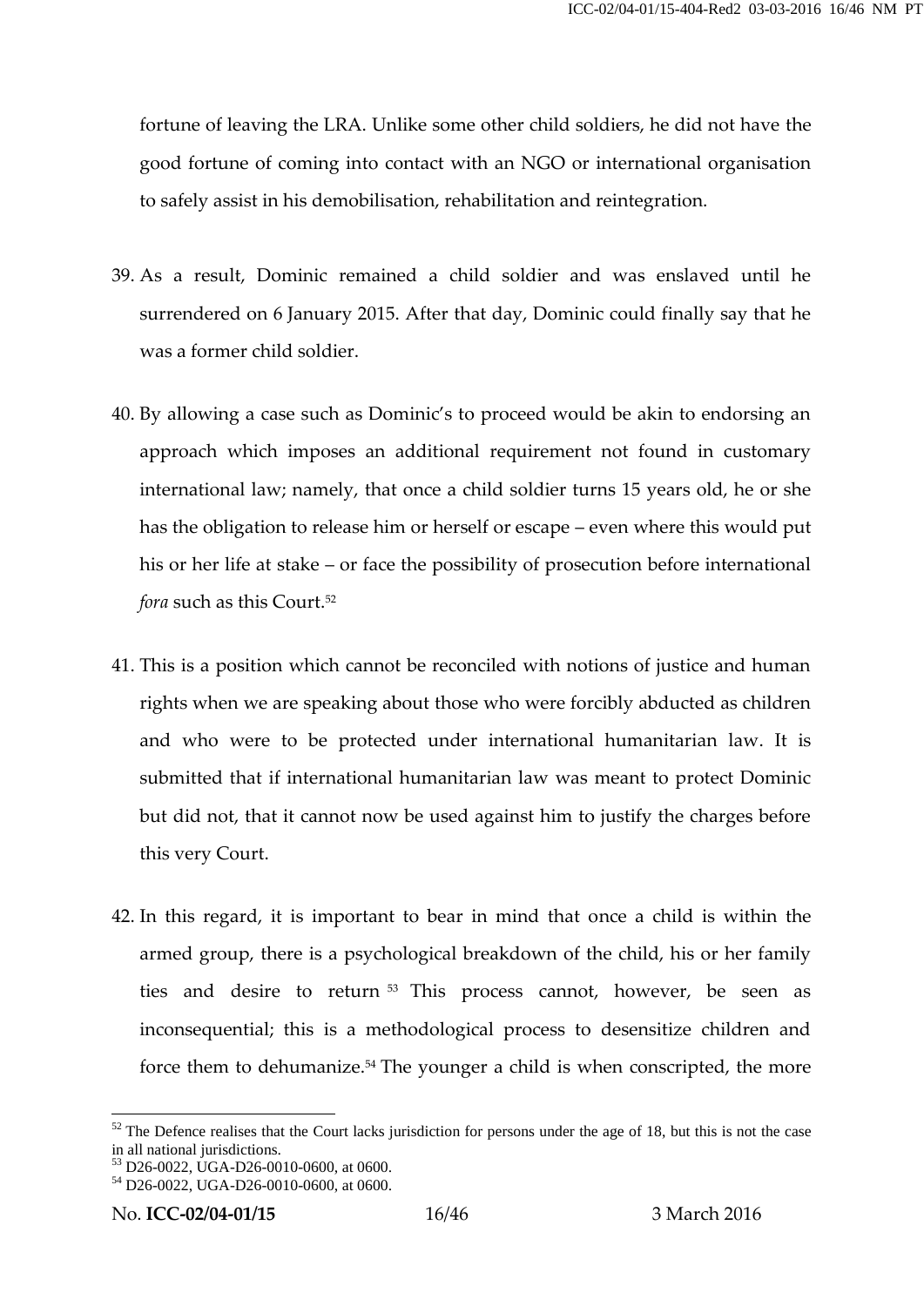fortune of leaving the LRA. Unlike some other child soldiers, he did not have the good fortune of coming into contact with an NGO or international organisation to safely assist in his demobilisation, rehabilitation and reintegration.

39. As a result, Dominic remained a child soldier and was enslaved until he surrendered on 6 January 2015. After that day, Dominic could finally say that he was a former child soldier.

40. By allowing a case such as Dominic's to proceed would be akin to endorsing an approach which imposes an additional requirement not found in customary international law; namely, that once a child soldier turns 15 years old, he or she has the obligation to release him or herself or escape – even where this would put his or her life at stake – or face the possibility of prosecution before international *fora* such as this Court.[52]

41. This is a position which cannot be reconciled with notions of justice and human rights when we are speaking about those who were forcibly abducted as children and who were to be protected under international humanitarian law. It is submitted that if international humanitarian law was meant to protect Dominic but did not, that it cannot now be used against him to justify the charges before this very Court.

42. In this regard, it is important to bear in mind that once a child is within the armed group, there is a psychological breakdown of the child, his or her family ties and desire to return [53] This process cannot, however, be seen as inconsequential; this is a methodological process to desensitize children and force them to dehumanize.[54] The younger a child is when conscripted, the more

---

[52] The Defence realises that the Court lacks jurisdiction for persons under the age of 18, but this is not the case in all national jurisdictions.

[53] D26-0022, UGA-D26-0010-0600, at 0600.

[54] D26-0022, UGA-D26-0010-0600, at 0600.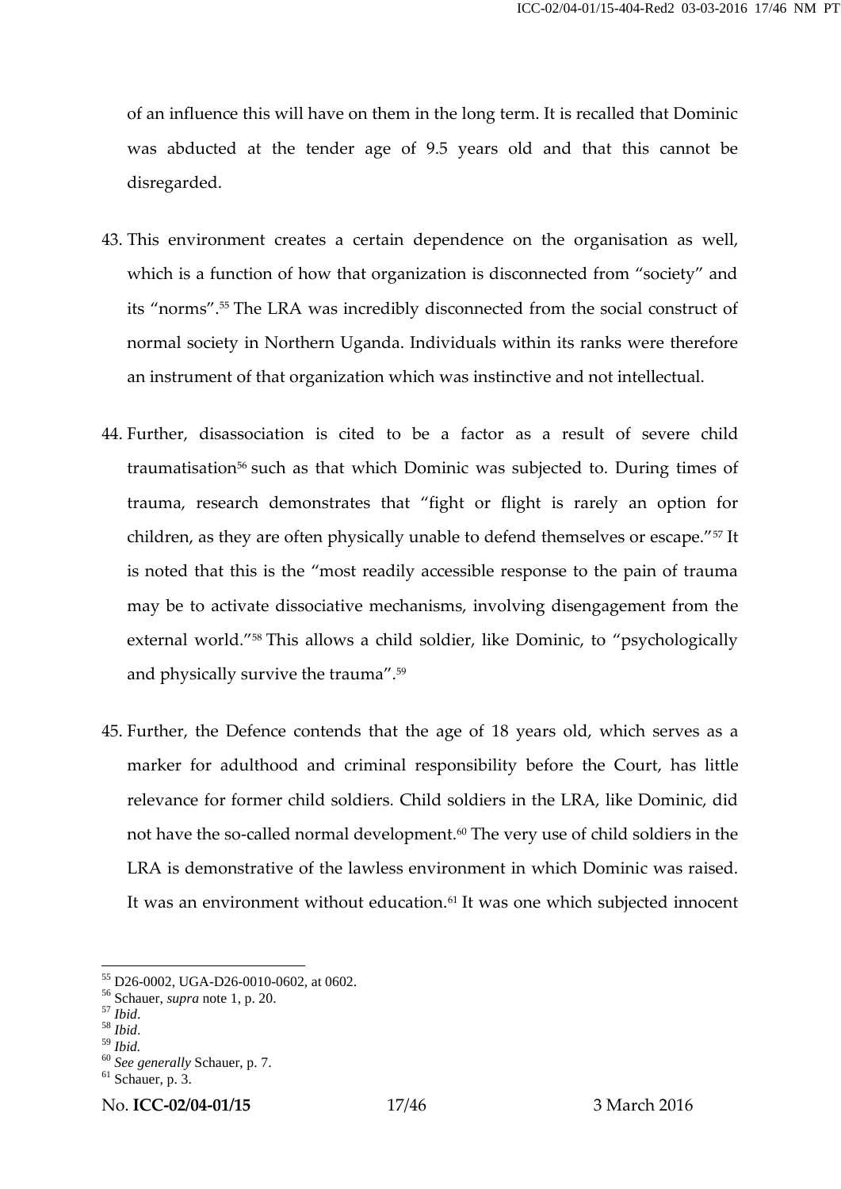of an influence this will have on them in the long term. It is recalled that Dominic was abducted at the tender age of 9.5 years old and that this cannot be disregarded.

43. This environment creates a certain dependence on the organisation as well, which is a function of how that organization is disconnected from "society" and its "norms".[55] The LRA was incredibly disconnected from the social construct of normal society in Northern Uganda. Individuals within its ranks were therefore an instrument of that organization which was instinctive and not intellectual.

44. Further, disassociation is cited to be a factor as a result of severe child traumatisation[56] such as that which Dominic was subjected to. During times of trauma, research demonstrates that "fight or flight is rarely an option for children, as they are often physically unable to defend themselves or escape."[57] It is noted that this is the "most readily accessible response to the pain of trauma may be to activate dissociative mechanisms, involving disengagement from the external world."[58] This allows a child soldier, like Dominic, to "psychologically and physically survive the trauma".[59]

45. Further, the Defence contends that the age of 18 years old, which serves as a marker for adulthood and criminal responsibility before the Court, has little relevance for former child soldiers. Child soldiers in the LRA, like Dominic, did not have the so-called normal development.[60] The very use of child soldiers in the LRA is demonstrative of the lawless environment in which Dominic was raised. It was an environment without education.[61] It was one which subjected innocent

---

[55] D26-0002, UGA-D26-0010-0602, at 0602.
[56] Schauer, *supra* note 1, p. 20.
[57] *Ibid*.
[58] *Ibid*.
[59] *Ibid*.
[60] *See generally* Schauer, p. 7.
[61] Schauer, p. 3.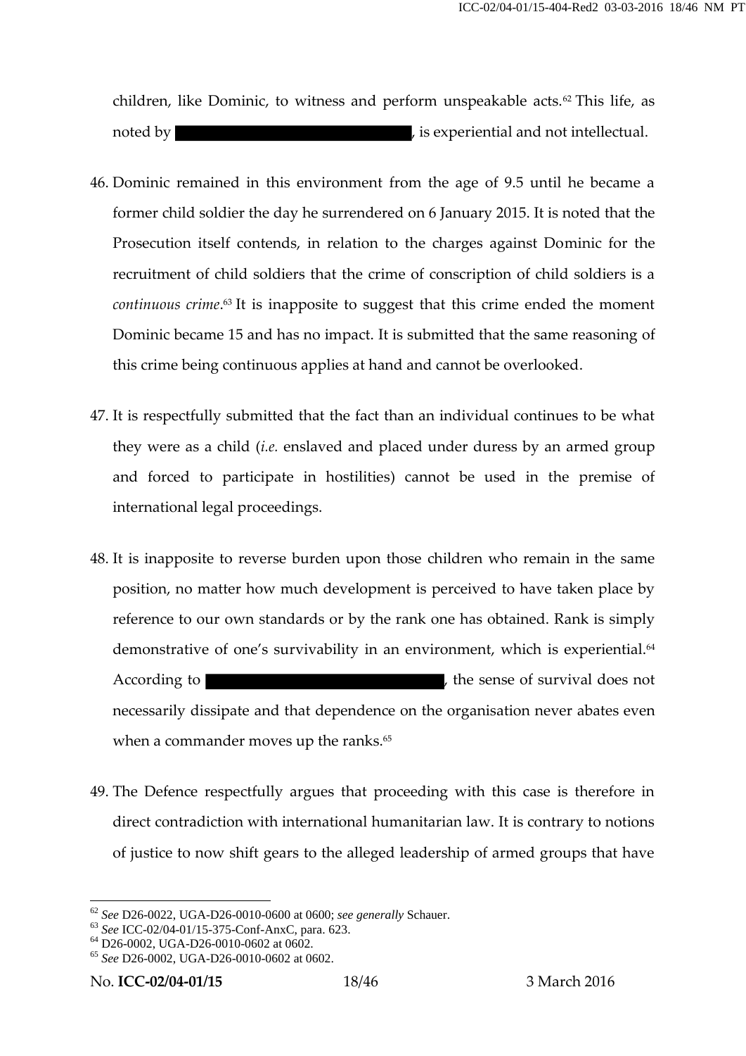children, like Dominic, to witness and perform unspeakable acts.[62] This life, as noted by ██████████████████, is experiential and not intellectual.

46. Dominic remained in this environment from the age of 9.5 until he became a former child soldier the day he surrendered on 6 January 2015. It is noted that the Prosecution itself contends, in relation to the charges against Dominic for the recruitment of child soldiers that the crime of conscription of child soldiers is a *continuous crime*.[63] It is inapposite to suggest that this crime ended the moment Dominic became 15 and has no impact. It is submitted that the same reasoning of this crime being continuous applies at hand and cannot be overlooked.

47. It is respectfully submitted that the fact than an individual continues to be what they were as a child (*i.e.* enslaved and placed under duress by an armed group and forced to participate in hostilities) cannot be used in the premise of international legal proceedings.

48. It is inapposite to reverse burden upon those children who remain in the same position, no matter how much development is perceived to have taken place by reference to our own standards or by the rank one has obtained. Rank is simply demonstrative of one's survivability in an environment, which is experiential.[64] According to ██████████████████, the sense of survival does not necessarily dissipate and that dependence on the organisation never abates even when a commander moves up the ranks.[65]

49. The Defence respectfully argues that proceeding with this case is therefore in direct contradiction with international humanitarian law. It is contrary to notions of justice to now shift gears to the alleged leadership of armed groups that have

---

[62] *See* D26-0022, UGA-D26-0010-0600 at 0600; *see generally* Schauer.

[63] *See* ICC-02/04-01/15-375-Conf-AnxC, para. 623.

[64] D26-0002, UGA-D26-0010-0602 at 0602.

[65] *See* D26-0002, UGA-D26-0010-0602 at 0602.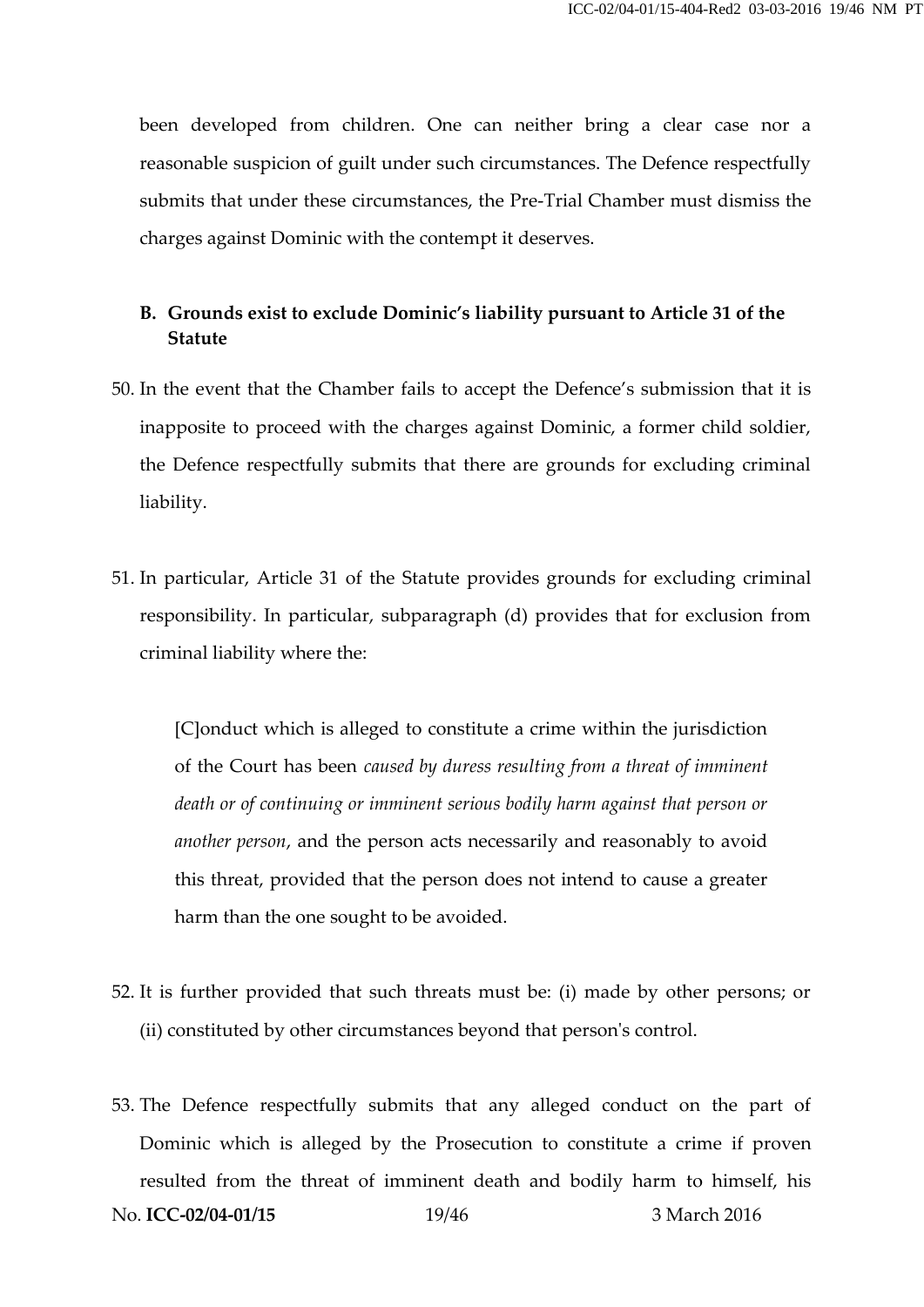been developed from children. One can neither bring a clear case nor a reasonable suspicion of guilt under such circumstances. The Defence respectfully submits that under these circumstances, the Pre-Trial Chamber must dismiss the charges against Dominic with the contempt it deserves.

**B. Grounds exist to exclude Dominic's liability pursuant to Article 31 of the Statute**

50. In the event that the Chamber fails to accept the Defence's submission that it is inapposite to proceed with the charges against Dominic, a former child soldier, the Defence respectfully submits that there are grounds for excluding criminal liability.

51. In particular, Article 31 of the Statute provides grounds for excluding criminal responsibility. In particular, subparagraph (d) provides that for exclusion from criminal liability where the:

> [C]onduct which is alleged to constitute a crime within the jurisdiction of the Court has been *caused by duress resulting from a threat of imminent death or of continuing or imminent serious bodily harm against that person or another person*, and the person acts necessarily and reasonably to avoid this threat, provided that the person does not intend to cause a greater harm than the one sought to be avoided.

52. It is further provided that such threats must be: (i) made by other persons; or (ii) constituted by other circumstances beyond that person's control.

53. The Defence respectfully submits that any alleged conduct on the part of Dominic which is alleged by the Prosecution to constitute a crime if proven resulted from the threat of imminent death and bodily harm to himself, his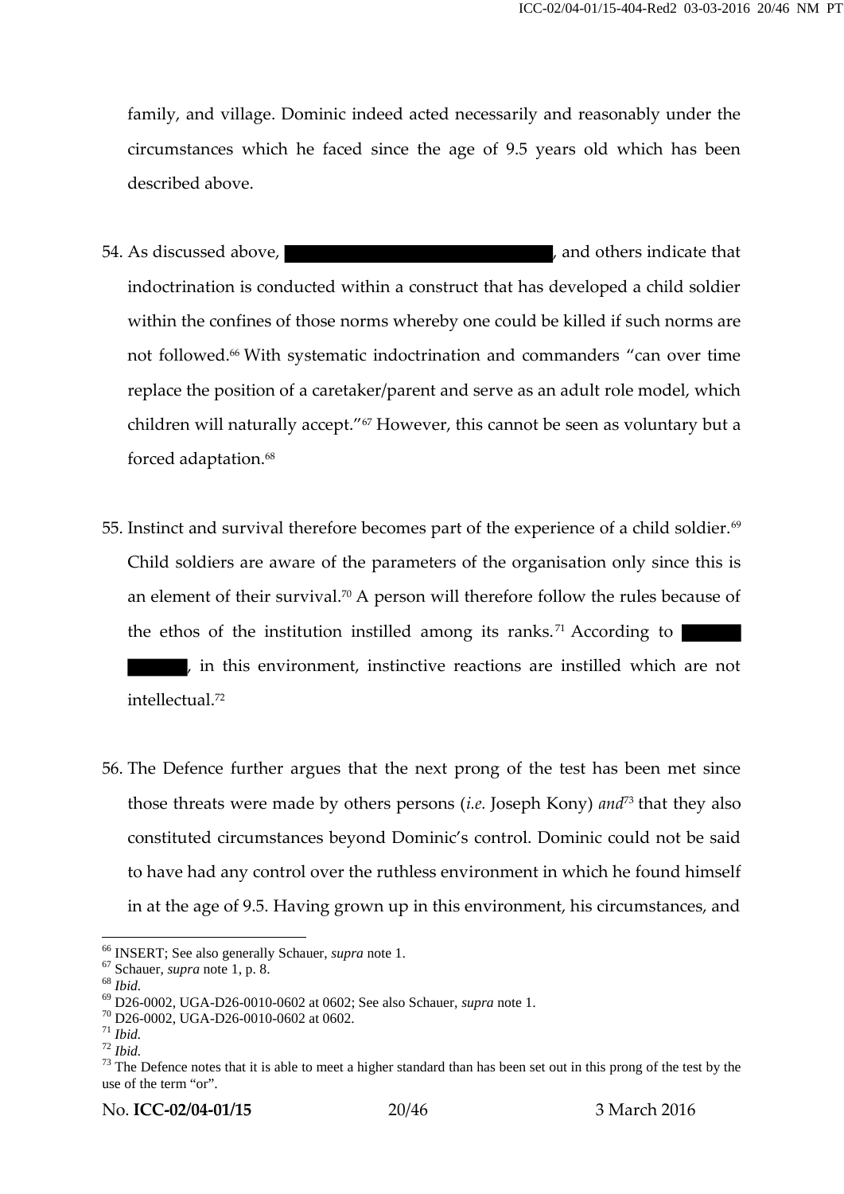family, and village. Dominic indeed acted necessarily and reasonably under the circumstances which he faced since the age of 9.5 years old which has been described above.

54. As discussed above, ██████████████████, and others indicate that indoctrination is conducted within a construct that has developed a child soldier within the confines of those norms whereby one could be killed if such norms are not followed.[66] With systematic indoctrination and commanders "can over time replace the position of a caretaker/parent and serve as an adult role model, which children will naturally accept."[67] However, this cannot be seen as voluntary but a forced adaptation.[68]

55. Instinct and survival therefore becomes part of the experience of a child soldier.[69] Child soldiers are aware of the parameters of the organisation only since this is an element of their survival.[70] A person will therefore follow the rules because of the ethos of the institution instilled among its ranks.[71] According to ██████ ██████, in this environment, instinctive reactions are instilled which are not intellectual.[72]

56. The Defence further argues that the next prong of the test has been met since those threats were made by others persons (*i.e.* Joseph Kony) *and*[73] that they also constituted circumstances beyond Dominic's control. Dominic could not be said to have had any control over the ruthless environment in which he found himself in at the age of 9.5. Having grown up in this environment, his circumstances, and

---

[66] INSERT; See also generally Schauer, *supra* note 1.

[67] Schauer, *supra* note 1, p. 8.

[68] *Ibid.*

[69] D26-0002, UGA-D26-0010-0602 at 0602; See also Schauer, *supra* note 1.

[70] D26-0002, UGA-D26-0010-0602 at 0602.

[71] *Ibid.*

[72] *Ibid.*

[73] The Defence notes that it is able to meet a higher standard than has been set out in this prong of the test by the use of the term "or".

No. **ICC-02/04-01/15** 3 March 2016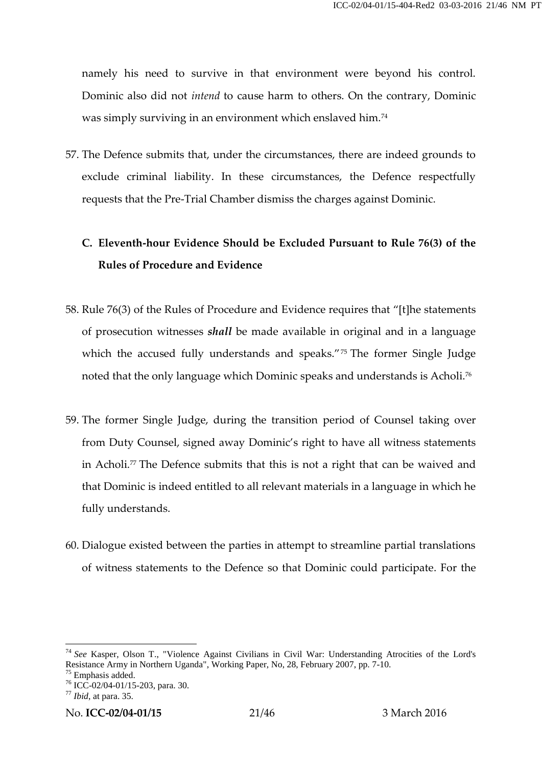namely his need to survive in that environment were beyond his control. Dominic also did not *intend* to cause harm to others. On the contrary, Dominic was simply surviving in an environment which enslaved him.[74]

57. The Defence submits that, under the circumstances, there are indeed grounds to exclude criminal liability. In these circumstances, the Defence respectfully requests that the Pre-Trial Chamber dismiss the charges against Dominic.

### C. Eleventh-hour Evidence Should be Excluded Pursuant to Rule 76(3) of the Rules of Procedure and Evidence

58. Rule 76(3) of the Rules of Procedure and Evidence requires that "[t]he statements of prosecution witnesses ***shall*** be made available in original and in a language which the accused fully understands and speaks."[75] The former Single Judge noted that the only language which Dominic speaks and understands is Acholi.[76]

59. The former Single Judge, during the transition period of Counsel taking over from Duty Counsel, signed away Dominic's right to have all witness statements in Acholi.[77] The Defence submits that this is not a right that can be waived and that Dominic is indeed entitled to all relevant materials in a language in which he fully understands.

60. Dialogue existed between the parties in attempt to streamline partial translations of witness statements to the Defence so that Dominic could participate. For the

---

[74] *See* Kasper, Olson T., "Violence Against Civilians in Civil War: Understanding Atrocities of the Lord's Resistance Army in Northern Uganda", Working Paper, No, 28, February 2007, pp. 7-10.

[75] Emphasis added.

[76] ICC-02/04-01/15-203, para. 30.

[77] *Ibid*, at para. 35.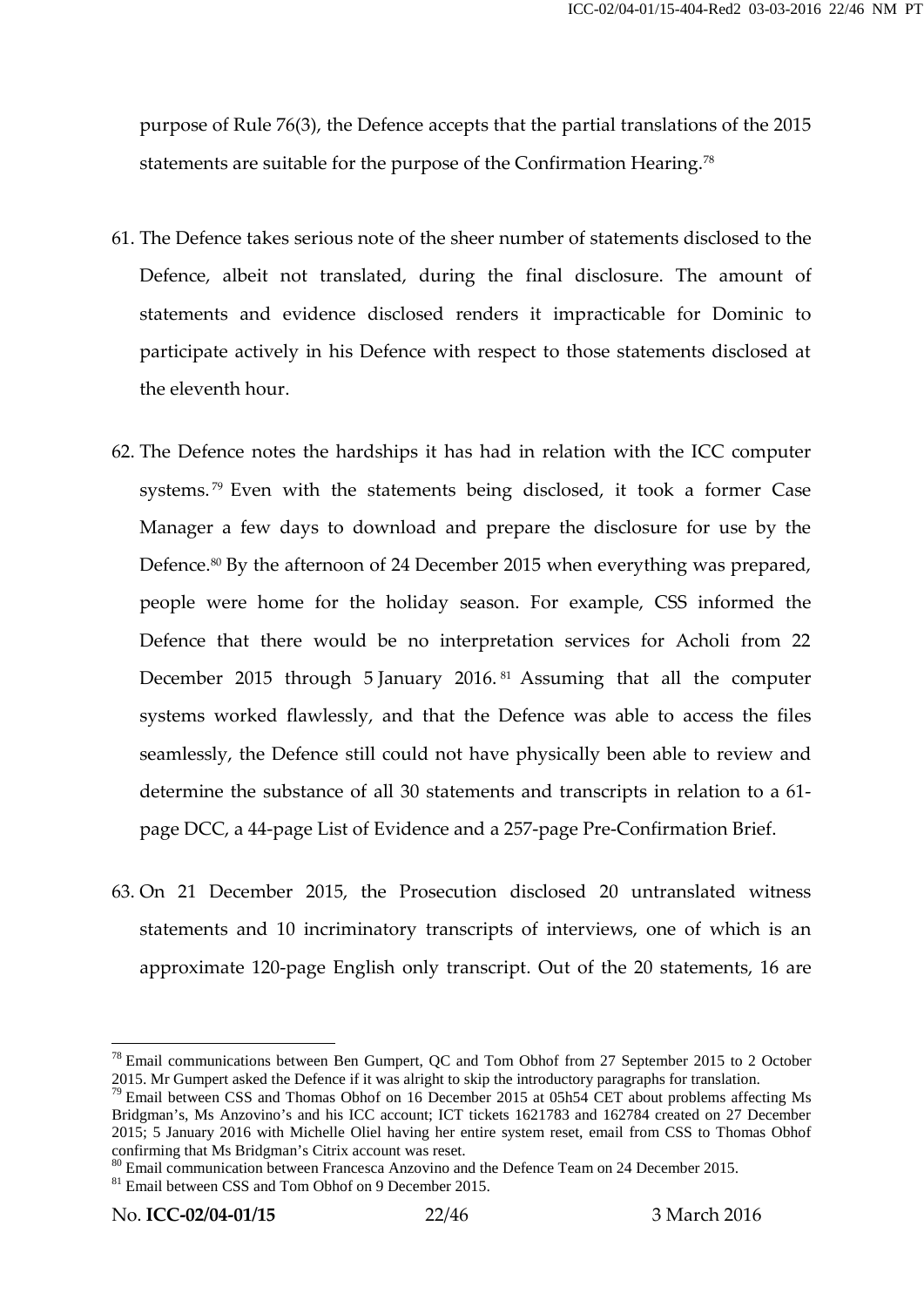purpose of Rule 76(3), the Defence accepts that the partial translations of the 2015 statements are suitable for the purpose of the Confirmation Hearing.[78]

61. The Defence takes serious note of the sheer number of statements disclosed to the Defence, albeit not translated, during the final disclosure. The amount of statements and evidence disclosed renders it impracticable for Dominic to participate actively in his Defence with respect to those statements disclosed at the eleventh hour.

62. The Defence notes the hardships it has had in relation with the ICC computer systems.[79] Even with the statements being disclosed, it took a former Case Manager a few days to download and prepare the disclosure for use by the Defence.[80] By the afternoon of 24 December 2015 when everything was prepared, people were home for the holiday season. For example, CSS informed the Defence that there would be no interpretation services for Acholi from 22 December 2015 through 5 January 2016.[81] Assuming that all the computer systems worked flawlessly, and that the Defence was able to access the files seamlessly, the Defence still could not have physically been able to review and determine the substance of all 30 statements and transcripts in relation to a 61-page DCC, a 44-page List of Evidence and a 257-page Pre-Confirmation Brief.

63. On 21 December 2015, the Prosecution disclosed 20 untranslated witness statements and 10 incriminatory transcripts of interviews, one of which is an approximate 120-page English only transcript. Out of the 20 statements, 16 are

---

[78] Email communications between Ben Gumpert, QC and Tom Obhof from 27 September 2015 to 2 October 2015. Mr Gumpert asked the Defence if it was alright to skip the introductory paragraphs for translation.

[79] Email between CSS and Thomas Obhof on 16 December 2015 at 05h54 CET about problems affecting Ms Bridgman's, Ms Anzovino's and his ICC account; ICT tickets 1621783 and 162784 created on 27 December 2015; 5 January 2016 with Michelle Oliel having her entire system reset, email from CSS to Thomas Obhof confirming that Ms Bridgman's Citrix account was reset.

[80] Email communication between Francesca Anzovino and the Defence Team on 24 December 2015.

[81] Email between CSS and Tom Obhof on 9 December 2015.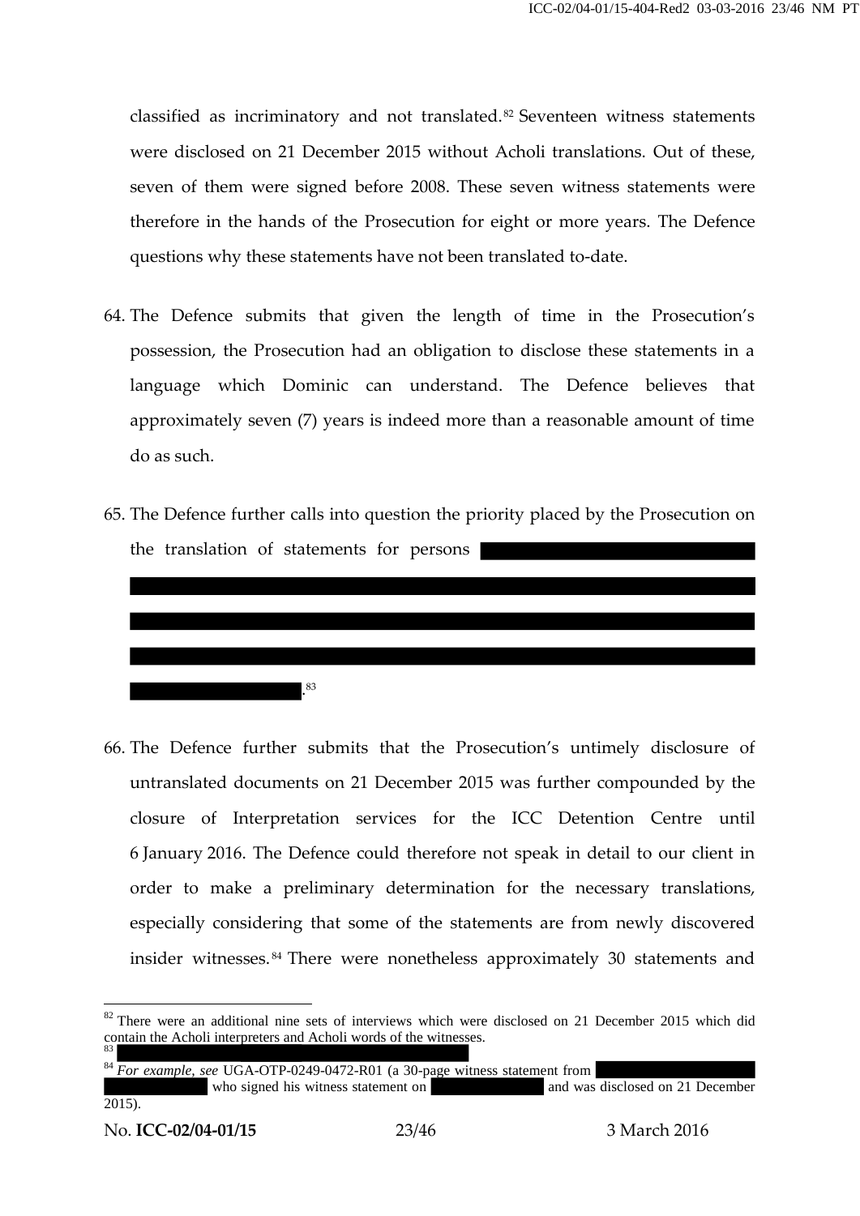classified as incriminatory and not translated.[82] Seventeen witness statements were disclosed on 21 December 2015 without Acholi translations. Out of these, seven of them were signed before 2008. These seven witness statements were therefore in the hands of the Prosecution for eight or more years. The Defence questions why these statements have not been translated to-date.

64. The Defence submits that given the length of time in the Prosecution's possession, the Prosecution had an obligation to disclose these statements in a language which Dominic can understand. The Defence believes that approximately seven (7) years is indeed more than a reasonable amount of time do as such.

65. The Defence further calls into question the priority placed by the Prosecution on the translation of statements for persons [REDACTED].[83]

66. The Defence further submits that the Prosecution's untimely disclosure of untranslated documents on 21 December 2015 was further compounded by the closure of Interpretation services for the ICC Detention Centre until 6 January 2016. The Defence could therefore not speak in detail to our client in order to make a preliminary determination for the necessary translations, especially considering that some of the statements are from newly discovered insider witnesses.[84] There were nonetheless approximately 30 statements and

---

[82] There were an additional nine sets of interviews which were disclosed on 21 December 2015 which did contain the Acholi interpreters and Acholi words of the witnesses.

[83] [REDACTED]

[84] *For example, see* UGA-OTP-0249-0472-R01 (a 30-page witness statement from [REDACTED] who signed his witness statement on [REDACTED] and was disclosed on 21 December 2015).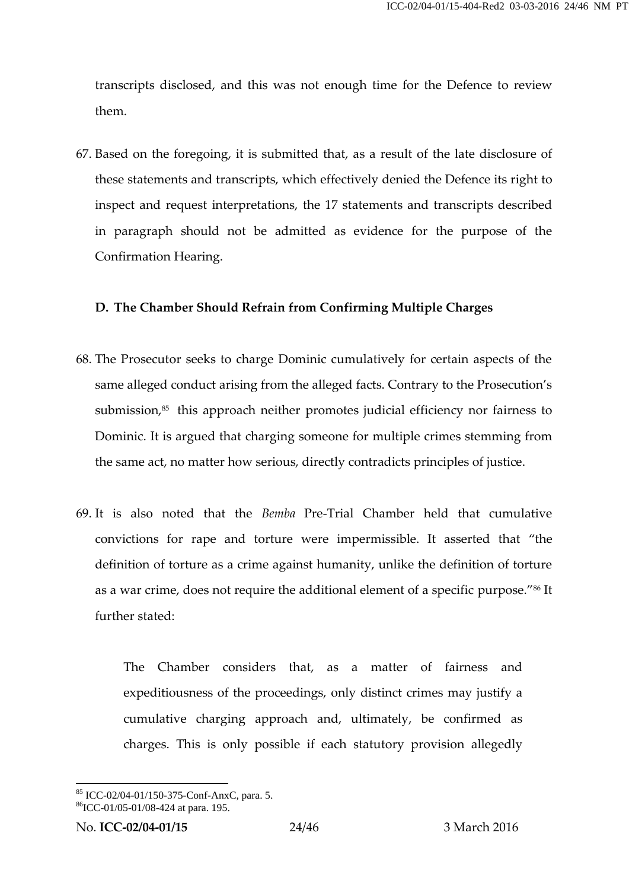transcripts disclosed, and this was not enough time for the Defence to review them.

67. Based on the foregoing, it is submitted that, as a result of the late disclosure of these statements and transcripts, which effectively denied the Defence its right to inspect and request interpretations, the 17 statements and transcripts described in paragraph should not be admitted as evidence for the purpose of the Confirmation Hearing.

### D. The Chamber Should Refrain from Confirming Multiple Charges

68. The Prosecutor seeks to charge Dominic cumulatively for certain aspects of the same alleged conduct arising from the alleged facts. Contrary to the Prosecution's submission,[85] this approach neither promotes judicial efficiency nor fairness to Dominic. It is argued that charging someone for multiple crimes stemming from the same act, no matter how serious, directly contradicts principles of justice.

69. It is also noted that the *Bemba* Pre-Trial Chamber held that cumulative convictions for rape and torture were impermissible. It asserted that "the definition of torture as a crime against humanity, unlike the definition of torture as a war crime, does not require the additional element of a specific purpose."[86] It further stated:

> The Chamber considers that, as a matter of fairness and expeditiousness of the proceedings, only distinct crimes may justify a cumulative charging approach and, ultimately, be confirmed as charges. This is only possible if each statutory provision allegedly

---

[85] ICC-02/04-01/150-375-Conf-AnxC, para. 5.

[86] ICC-01/05-01/08-424 at para. 195.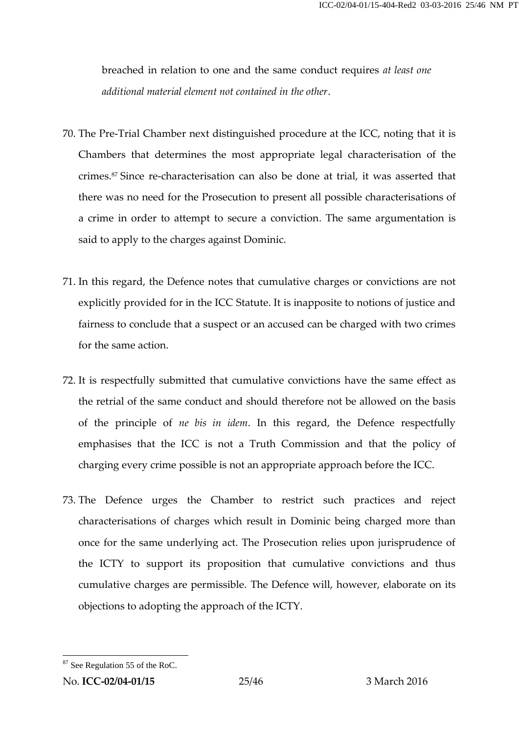breached in relation to one and the same conduct requires *at least one additional material element not contained in the other*.

70. The Pre-Trial Chamber next distinguished procedure at the ICC, noting that it is Chambers that determines the most appropriate legal characterisation of the crimes.[87] Since re-characterisation can also be done at trial, it was asserted that there was no need for the Prosecution to present all possible characterisations of a crime in order to attempt to secure a conviction. The same argumentation is said to apply to the charges against Dominic.

71. In this regard, the Defence notes that cumulative charges or convictions are not explicitly provided for in the ICC Statute. It is inapposite to notions of justice and fairness to conclude that a suspect or an accused can be charged with two crimes for the same action.

72. It is respectfully submitted that cumulative convictions have the same effect as the retrial of the same conduct and should therefore not be allowed on the basis of the principle of *ne bis in idem*. In this regard, the Defence respectfully emphasises that the ICC is not a Truth Commission and that the policy of charging every crime possible is not an appropriate approach before the ICC.

73. The Defence urges the Chamber to restrict such practices and reject characterisations of charges which result in Dominic being charged more than once for the same underlying act. The Prosecution relies upon jurisprudence of the ICTY to support its proposition that cumulative convictions and thus cumulative charges are permissible. The Defence will, however, elaborate on its objections to adopting the approach of the ICTY.

---

[87] See Regulation 55 of the RoC.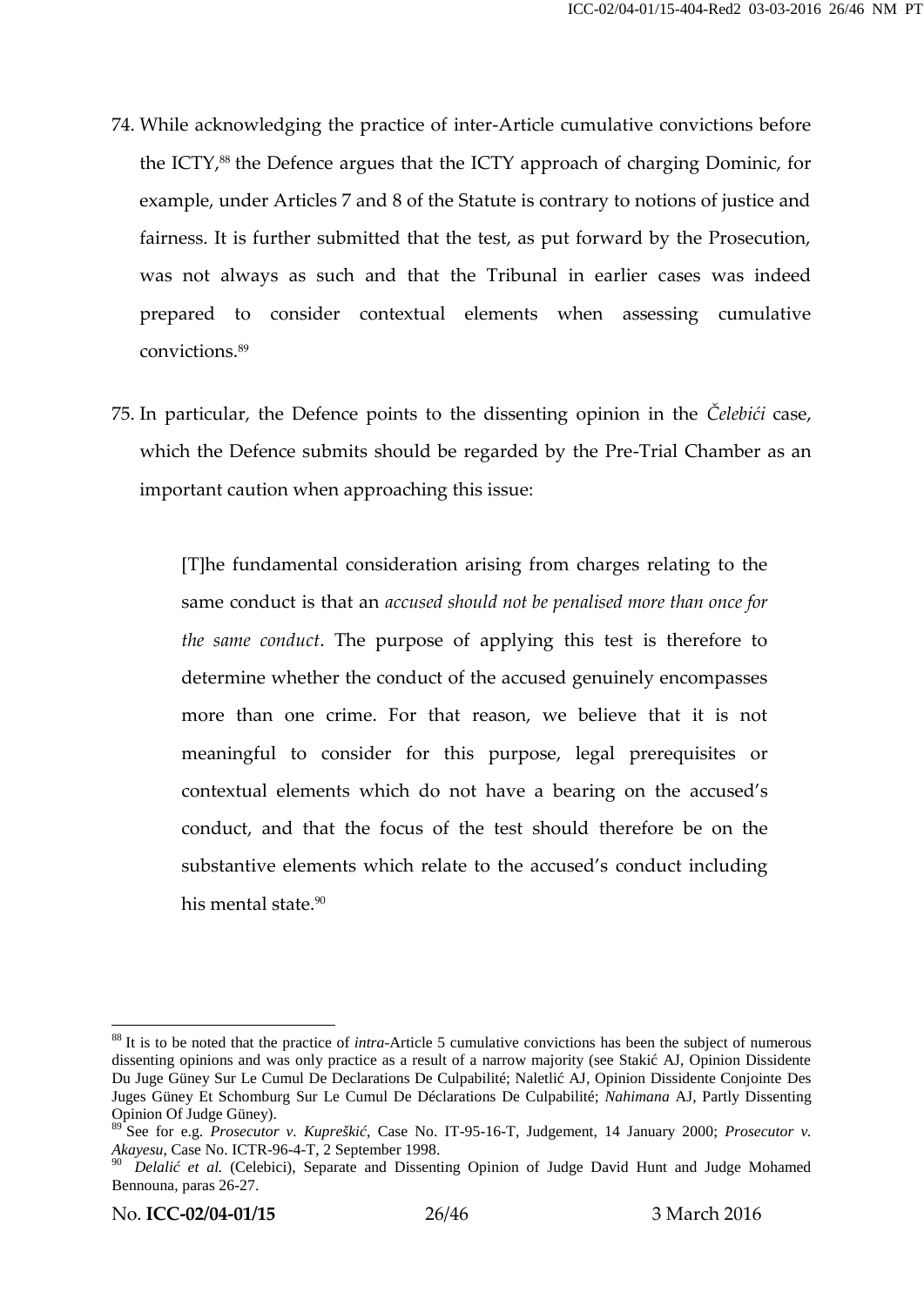74. While acknowledging the practice of inter-Article cumulative convictions before the ICTY,[88] the Defence argues that the ICTY approach of charging Dominic, for example, under Articles 7 and 8 of the Statute is contrary to notions of justice and fairness. It is further submitted that the test, as put forward by the Prosecution, was not always as such and that the Tribunal in earlier cases was indeed prepared to consider contextual elements when assessing cumulative convictions.[89]

75. In particular, the Defence points to the dissenting opinion in the *Čelebići* case, which the Defence submits should be regarded by the Pre-Trial Chamber as an important caution when approaching this issue:

> [T]he fundamental consideration arising from charges relating to the same conduct is that an *accused should not be penalised more than once for the same conduct*. The purpose of applying this test is therefore to determine whether the conduct of the accused genuinely encompasses more than one crime. For that reason, we believe that it is not meaningful to consider for this purpose, legal prerequisites or contextual elements which do not have a bearing on the accused's conduct, and that the focus of the test should therefore be on the substantive elements which relate to the accused's conduct including his mental state.[90]

---

[88] It is to be noted that the practice of *intra*-Article 5 cumulative convictions has been the subject of numerous dissenting opinions and was only practice as a result of a narrow majority (see Stakić AJ, Opinion Dissidente Du Juge Güney Sur Le Cumul De Declarations De Culpabilité; Naletlić AJ, Opinion Dissidente Conjointe Des Juges Güney Et Schomburg Sur Le Cumul De Déclarations De Culpabilité; *Nahimana* AJ, Partly Dissenting Opinion Of Judge Güney).

[89] See for e.g. *Prosecutor v. Kupreškić*, Case No. IT-95-16-T, Judgement, 14 January 2000; *Prosecutor v. Akayesu*, Case No. ICTR-96-4-T, 2 September 1998.

[90] *Delalić et al.* (Celebici), Separate and Dissenting Opinion of Judge David Hunt and Judge Mohamed Bennouna, paras 26-27.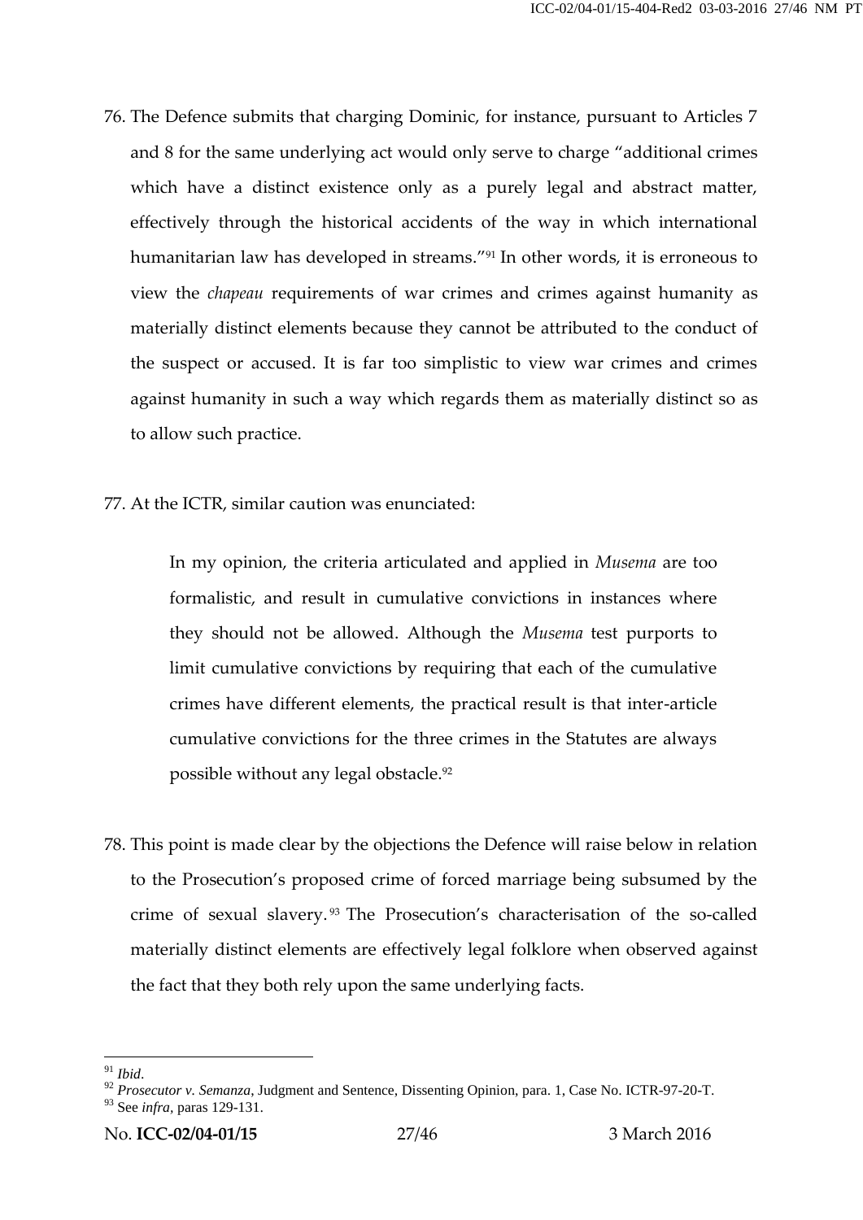76. The Defence submits that charging Dominic, for instance, pursuant to Articles 7 and 8 for the same underlying act would only serve to charge "additional crimes which have a distinct existence only as a purely legal and abstract matter, effectively through the historical accidents of the way in which international humanitarian law has developed in streams."[91] In other words, it is erroneous to view the *chapeau* requirements of war crimes and crimes against humanity as materially distinct elements because they cannot be attributed to the conduct of the suspect or accused. It is far too simplistic to view war crimes and crimes against humanity in such a way which regards them as materially distinct so as to allow such practice.

77. At the ICTR, similar caution was enunciated:

> In my opinion, the criteria articulated and applied in *Musema* are too formalistic, and result in cumulative convictions in instances where they should not be allowed. Although the *Musema* test purports to limit cumulative convictions by requiring that each of the cumulative crimes have different elements, the practical result is that inter-article cumulative convictions for the three crimes in the Statutes are always possible without any legal obstacle.[92]

78. This point is made clear by the objections the Defence will raise below in relation to the Prosecution's proposed crime of forced marriage being subsumed by the crime of sexual slavery.[93] The Prosecution's characterisation of the so-called materially distinct elements are effectively legal folklore when observed against the fact that they both rely upon the same underlying facts.

---

[91] *Ibid*.

[92] *Prosecutor v. Semanza*, Judgment and Sentence, Dissenting Opinion, para. 1, Case No. ICTR-97-20-T.

[93] See *infra*, paras 129-131.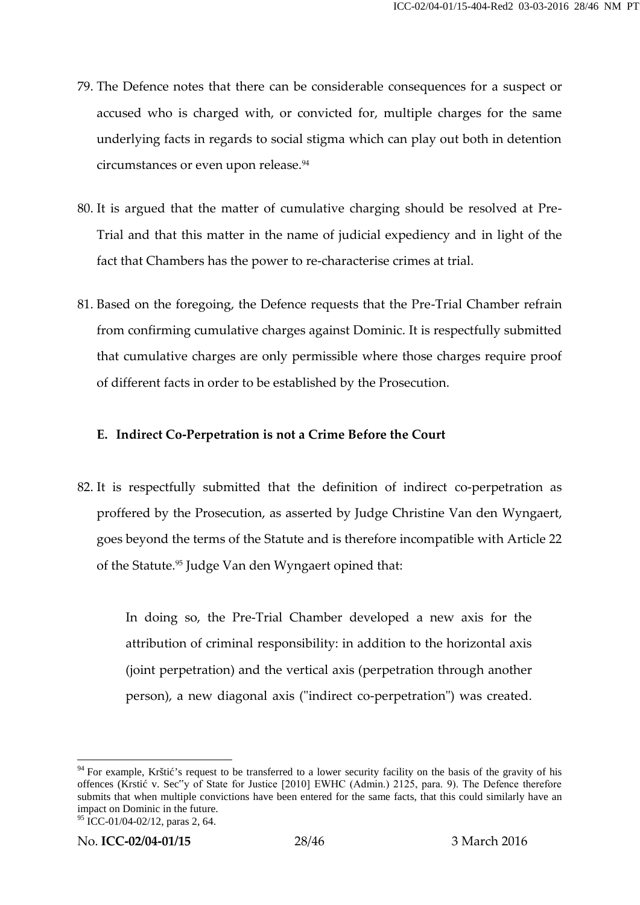79. The Defence notes that there can be considerable consequences for a suspect or accused who is charged with, or convicted for, multiple charges for the same underlying facts in regards to social stigma which can play out both in detention circumstances or even upon release.[94]

80. It is argued that the matter of cumulative charging should be resolved at Pre-Trial and that this matter in the name of judicial expediency and in light of the fact that Chambers has the power to re-characterise crimes at trial.

81. Based on the foregoing, the Defence requests that the Pre-Trial Chamber refrain from confirming cumulative charges against Dominic. It is respectfully submitted that cumulative charges are only permissible where those charges require proof of different facts in order to be established by the Prosecution.

**E. Indirect Co-Perpetration is not a Crime Before the Court**

82. It is respectfully submitted that the definition of indirect co-perpetration as proffered by the Prosecution, as asserted by Judge Christine Van den Wyngaert, goes beyond the terms of the Statute and is therefore incompatible with Article 22 of the Statute.[95] Judge Van den Wyngaert opined that:

> In doing so, the Pre-Trial Chamber developed a new axis for the attribution of criminal responsibility: in addition to the horizontal axis (joint perpetration) and the vertical axis (perpetration through another person), a new diagonal axis ("indirect co-perpetration") was created.

---

[94] For example, Krštić's request to be transferred to a lower security facility on the basis of the gravity of his offences (Krstić v. Sec"y of State for Justice [2010] EWHC (Admin.) 2125, para. 9). The Defence therefore submits that when multiple convictions have been entered for the same facts, that this could similarly have an impact on Dominic in the future.

[95] ICC-01/04-02/12, paras 2, 64.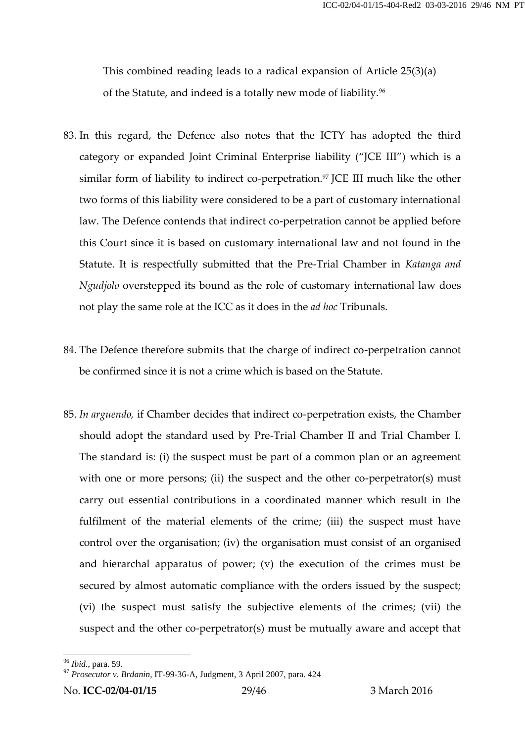This combined reading leads to a radical expansion of Article 25(3)(a) of the Statute, and indeed is a totally new mode of liability.[96]

83. In this regard, the Defence also notes that the ICTY has adopted the third category or expanded Joint Criminal Enterprise liability ("JCE III") which is a similar form of liability to indirect co-perpetration.[97] JCE III much like the other two forms of this liability were considered to be a part of customary international law. The Defence contends that indirect co-perpetration cannot be applied before this Court since it is based on customary international law and not found in the Statute. It is respectfully submitted that the Pre-Trial Chamber in *Katanga and Ngudjolo* overstepped its bound as the role of customary international law does not play the same role at the ICC as it does in the *ad hoc* Tribunals.

84. The Defence therefore submits that the charge of indirect co-perpetration cannot be confirmed since it is not a crime which is based on the Statute.

85. *In arguendo,* if Chamber decides that indirect co-perpetration exists, the Chamber should adopt the standard used by Pre-Trial Chamber II and Trial Chamber I. The standard is: (i) the suspect must be part of a common plan or an agreement with one or more persons; (ii) the suspect and the other co-perpetrator(s) must carry out essential contributions in a coordinated manner which result in the fulfilment of the material elements of the crime; (iii) the suspect must have control over the organisation; (iv) the organisation must consist of an organised and hierarchal apparatus of power; (v) the execution of the crimes must be secured by almost automatic compliance with the orders issued by the suspect; (vi) the suspect must satisfy the subjective elements of the crimes; (vii) the suspect and the other co-perpetrator(s) must be mutually aware and accept that

---

[96] *Ibid.*, para. 59.

[97] *Prosecutor v. Brdanin*, IT-99-36-A, Judgment, 3 April 2007, para. 424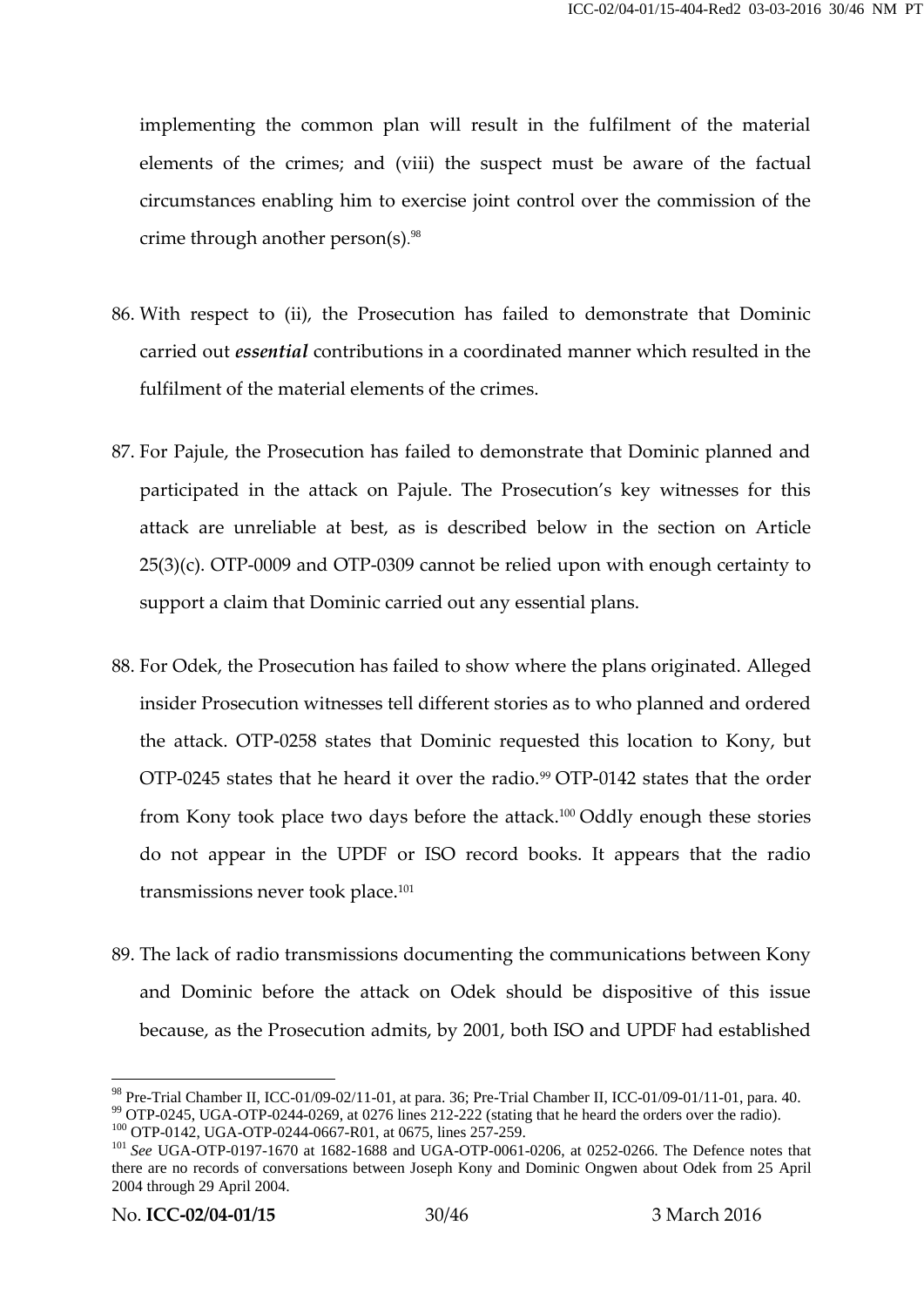implementing the common plan will result in the fulfilment of the material elements of the crimes; and (viii) the suspect must be aware of the factual circumstances enabling him to exercise joint control over the commission of the crime through another person(s).[98]

86. With respect to (ii), the Prosecution has failed to demonstrate that Dominic carried out ***essential*** contributions in a coordinated manner which resulted in the fulfilment of the material elements of the crimes.

87. For Pajule, the Prosecution has failed to demonstrate that Dominic planned and participated in the attack on Pajule. The Prosecution's key witnesses for this attack are unreliable at best, as is described below in the section on Article 25(3)(c). OTP-0009 and OTP-0309 cannot be relied upon with enough certainty to support a claim that Dominic carried out any essential plans.

88. For Odek, the Prosecution has failed to show where the plans originated. Alleged insider Prosecution witnesses tell different stories as to who planned and ordered the attack. OTP-0258 states that Dominic requested this location to Kony, but OTP-0245 states that he heard it over the radio.[99] OTP-0142 states that the order from Kony took place two days before the attack.[100] Oddly enough these stories do not appear in the UPDF or ISO record books. It appears that the radio transmissions never took place.[101]

89. The lack of radio transmissions documenting the communications between Kony and Dominic before the attack on Odek should be dispositive of this issue because, as the Prosecution admits, by 2001, both ISO and UPDF had established

---

[98] Pre-Trial Chamber II, ICC-01/09-02/11-01, at para. 36; Pre-Trial Chamber II, ICC-01/09-01/11-01, para. 40.

[99] OTP-0245, UGA-OTP-0244-0269, at 0276 lines 212-222 (stating that he heard the orders over the radio).

[100] OTP-0142, UGA-OTP-0244-0667-R01, at 0675, lines 257-259.

[101] *See* UGA-OTP-0197-1670 at 1682-1688 and UGA-OTP-0061-0206, at 0252-0266. The Defence notes that there are no records of conversations between Joseph Kony and Dominic Ongwen about Odek from 25 April 2004 through 29 April 2004.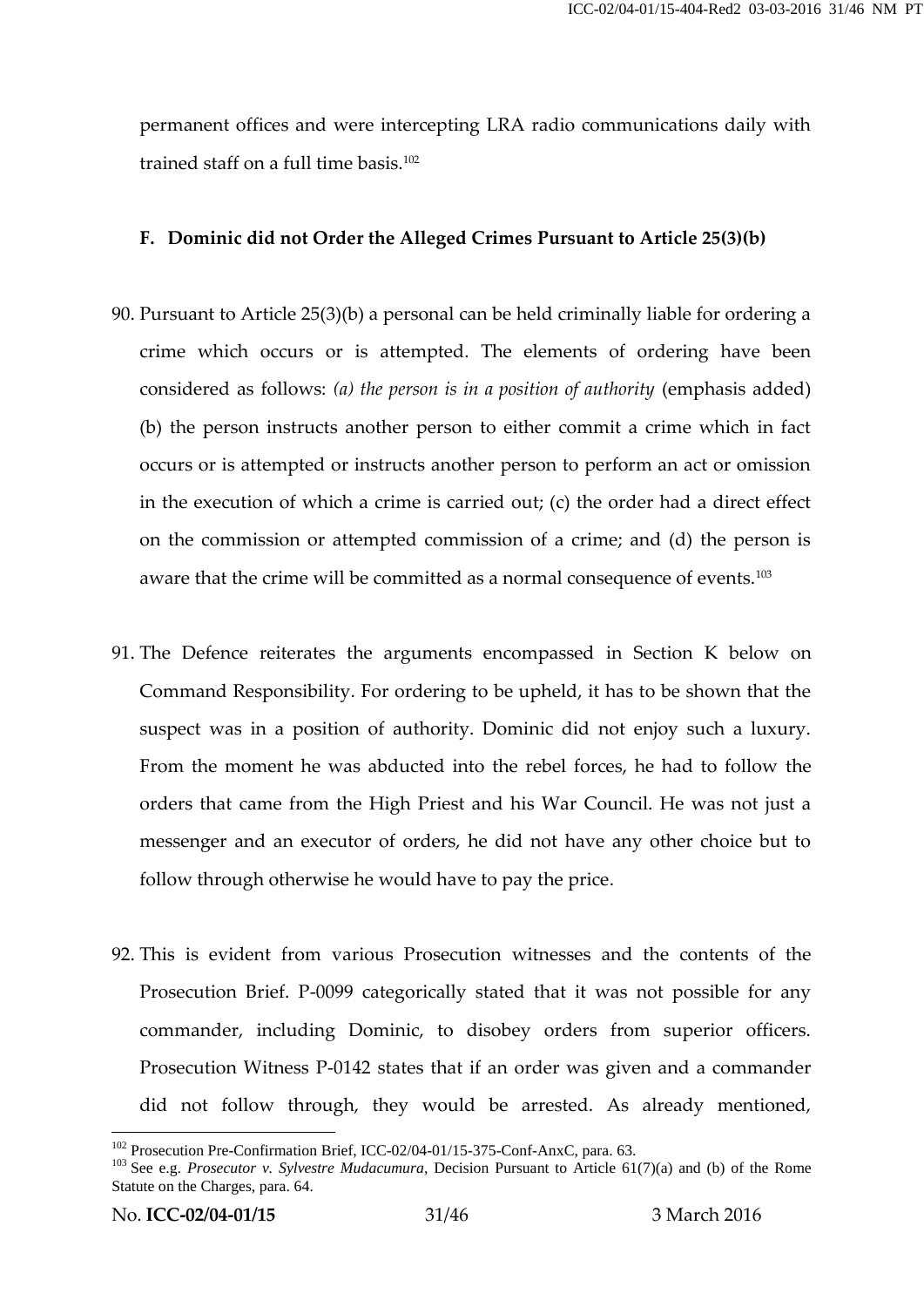permanent offices and were intercepting LRA radio communications daily with trained staff on a full time basis.[102]

### F. Dominic did not Order the Alleged Crimes Pursuant to Article 25(3)(b)

90. Pursuant to Article 25(3)(b) a personal can be held criminally liable for ordering a crime which occurs or is attempted. The elements of ordering have been considered as follows: *(a) the person is in a position of authority* (emphasis added) (b) the person instructs another person to either commit a crime which in fact occurs or is attempted or instructs another person to perform an act or omission in the execution of which a crime is carried out; (c) the order had a direct effect on the commission or attempted commission of a crime; and (d) the person is aware that the crime will be committed as a normal consequence of events.[103]

91. The Defence reiterates the arguments encompassed in Section K below on Command Responsibility. For ordering to be upheld, it has to be shown that the suspect was in a position of authority. Dominic did not enjoy such a luxury. From the moment he was abducted into the rebel forces, he had to follow the orders that came from the High Priest and his War Council. He was not just a messenger and an executor of orders, he did not have any other choice but to follow through otherwise he would have to pay the price.

92. This is evident from various Prosecution witnesses and the contents of the Prosecution Brief. P-0099 categorically stated that it was not possible for any commander, including Dominic, to disobey orders from superior officers. Prosecution Witness P-0142 states that if an order was given and a commander did not follow through, they would be arrested. As already mentioned,

---

[102] Prosecution Pre-Confirmation Brief, ICC-02/04-01/15-375-Conf-AnxC, para. 63.

[103] See e.g. *Prosecutor v. Sylvestre Mudacumura*, Decision Pursuant to Article 61(7)(a) and (b) of the Rome Statute on the Charges, para. 64.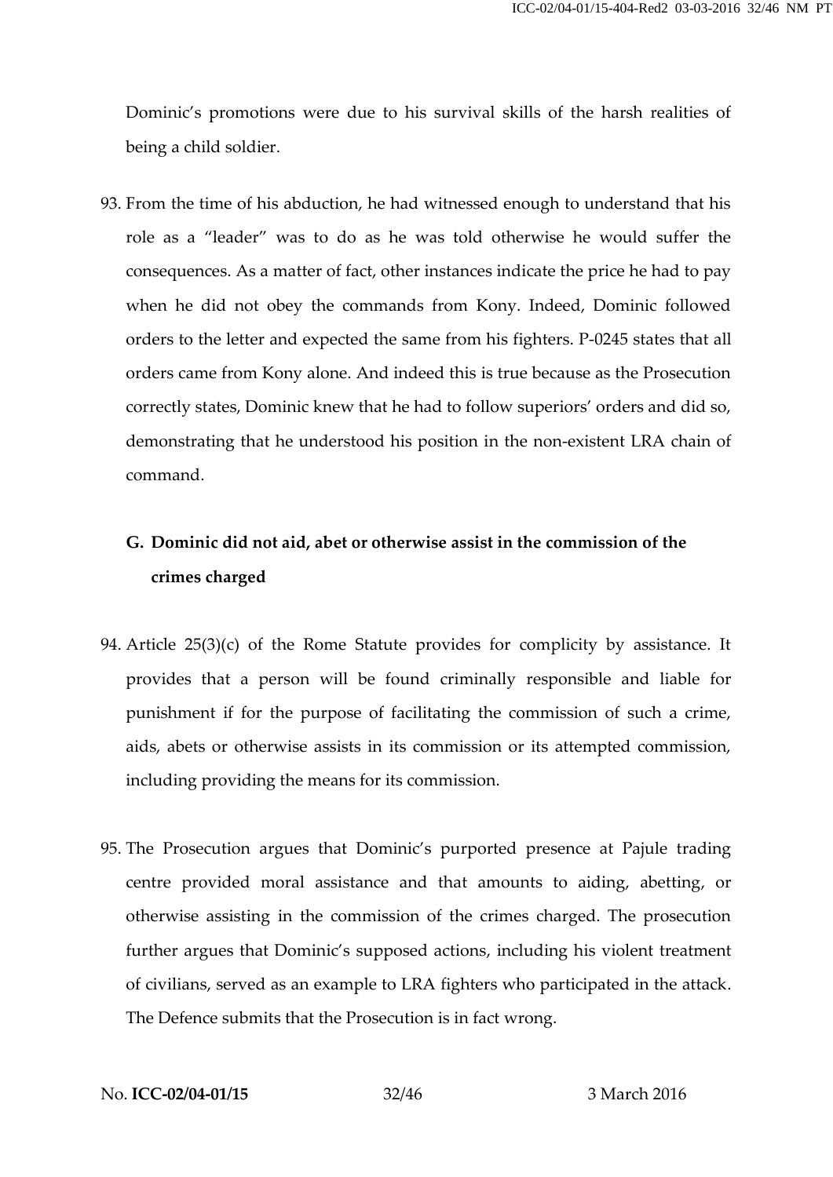Dominic's promotions were due to his survival skills of the harsh realities of being a child soldier.

93. From the time of his abduction, he had witnessed enough to understand that his role as a "leader" was to do as he was told otherwise he would suffer the consequences. As a matter of fact, other instances indicate the price he had to pay when he did not obey the commands from Kony. Indeed, Dominic followed orders to the letter and expected the same from his fighters. P-0245 states that all orders came from Kony alone. And indeed this is true because as the Prosecution correctly states, Dominic knew that he had to follow superiors' orders and did so, demonstrating that he understood his position in the non-existent LRA chain of command.

## G. Dominic did not aid, abet or otherwise assist in the commission of the crimes charged

94. Article 25(3)(c) of the Rome Statute provides for complicity by assistance. It provides that a person will be found criminally responsible and liable for punishment if for the purpose of facilitating the commission of such a crime, aids, abets or otherwise assists in its commission or its attempted commission, including providing the means for its commission.

95. The Prosecution argues that Dominic's purported presence at Pajule trading centre provided moral assistance and that amounts to aiding, abetting, or otherwise assisting in the commission of the crimes charged. The prosecution further argues that Dominic's supposed actions, including his violent treatment of civilians, served as an example to LRA fighters who participated in the attack. The Defence submits that the Prosecution is in fact wrong.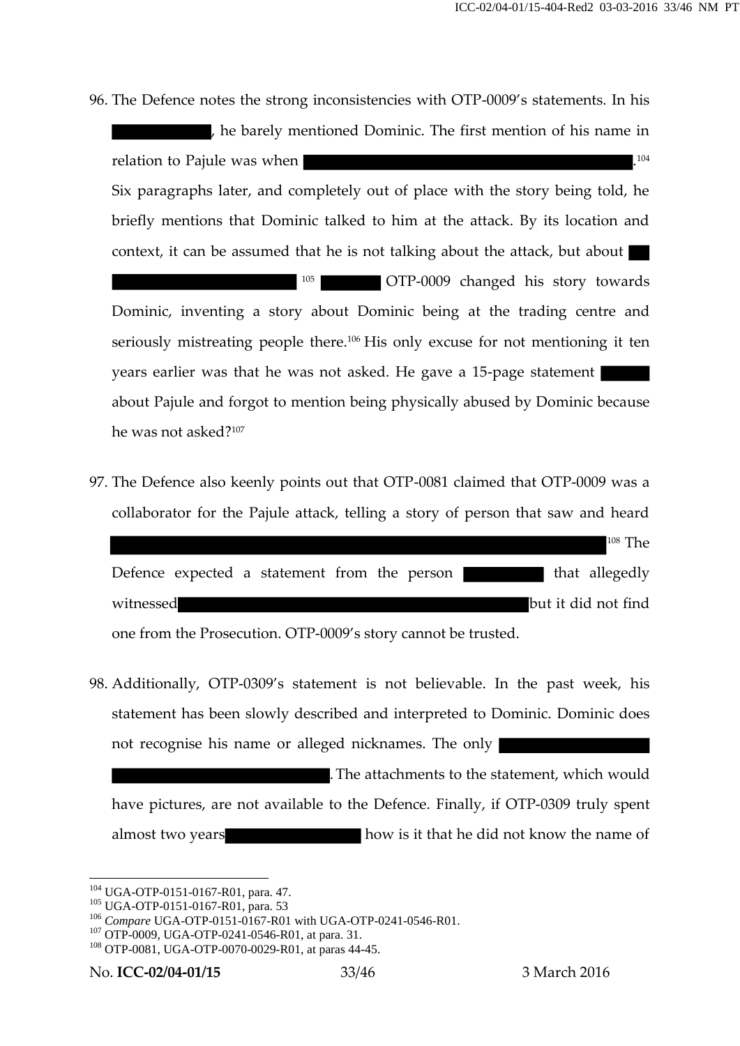96. The Defence notes the strong inconsistencies with OTP-0009's statements. In his █████████, he barely mentioned Dominic. The first mention of his name in relation to Pajule was when ████████████████████████████████.[104] Six paragraphs later, and completely out of place with the story being told, he briefly mentions that Dominic talked to him at the attack. By its location and context, it can be assumed that he is not talking about the attack, but about ██ ████████████████████[105] ██████ OTP-0009 changed his story towards Dominic, inventing a story about Dominic being at the trading centre and seriously mistreating people there.[106] His only excuse for not mentioning it ten years earlier was that he was not asked. He gave a 15-page statement █████ about Pajule and forgot to mention being physically abused by Dominic because he was not asked?[107]

97. The Defence also keenly points out that OTP-0081 claimed that OTP-0009 was a collaborator for the Pajule attack, telling a story of person that saw and heard ████████████████████████████████████████████████████[108] The Defence expected a statement from the person ████████ that allegedly witnessed████████████████████████████████████but it did not find one from the Prosecution. OTP-0009's story cannot be trusted.

98. Additionally, OTP-0309's statement is not believable. In the past week, his statement has been slowly described and interpreted to Dominic. Dominic does not recognise his name or alleged nicknames. The only ████████████████ ██████████████████████. The attachments to the statement, which would have pictures, are not available to the Defence. Finally, if OTP-0309 truly spent almost two years██████████████ how is it that he did not know the name of

---

[104] UGA-OTP-0151-0167-R01, para. 47.

[105] UGA-OTP-0151-0167-R01, para. 53

[106] *Compare* UGA-OTP-0151-0167-R01 with UGA-OTP-0241-0546-R01.

[107] OTP-0009, UGA-OTP-0241-0546-R01, at para. 31.

[108] OTP-0081, UGA-OTP-0070-0029-R01, at paras 44-45.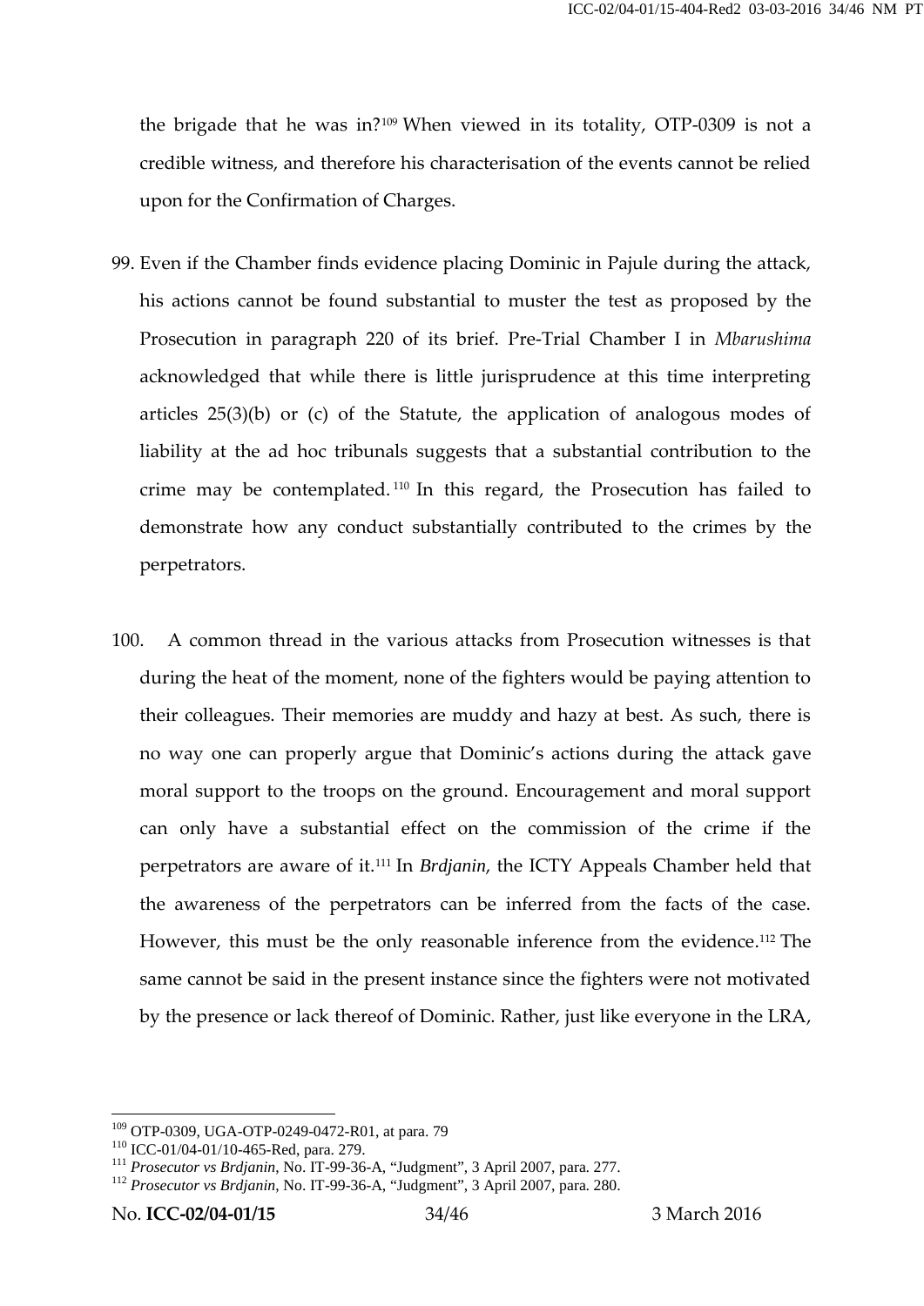the brigade that he was in?[109] When viewed in its totality, OTP-0309 is not a credible witness, and therefore his characterisation of the events cannot be relied upon for the Confirmation of Charges.

99. Even if the Chamber finds evidence placing Dominic in Pajule during the attack, his actions cannot be found substantial to muster the test as proposed by the Prosecution in paragraph 220 of its brief. Pre-Trial Chamber I in *Mbarushima* acknowledged that while there is little jurisprudence at this time interpreting articles 25(3)(b) or (c) of the Statute, the application of analogous modes of liability at the ad hoc tribunals suggests that a substantial contribution to the crime may be contemplated.[110] In this regard, the Prosecution has failed to demonstrate how any conduct substantially contributed to the crimes by the perpetrators.

100. A common thread in the various attacks from Prosecution witnesses is that during the heat of the moment, none of the fighters would be paying attention to their colleagues. Their memories are muddy and hazy at best. As such, there is no way one can properly argue that Dominic's actions during the attack gave moral support to the troops on the ground. Encouragement and moral support can only have a substantial effect on the commission of the crime if the perpetrators are aware of it.[111] In *Brdjanin*, the ICTY Appeals Chamber held that the awareness of the perpetrators can be inferred from the facts of the case. However, this must be the only reasonable inference from the evidence.[112] The same cannot be said in the present instance since the fighters were not motivated by the presence or lack thereof of Dominic. Rather, just like everyone in the LRA,

---

[109] OTP-0309, UGA-OTP-0249-0472-R01, at para. 79

[110] ICC-01/04-01/10-465-Red, para. 279.

[111] *Prosecutor vs Brdjanin*, No. IT-99-36-A, "Judgment", 3 April 2007, para. 277.

[112] *Prosecutor vs Brdjanin*, No. IT-99-36-A, "Judgment", 3 April 2007, para. 280.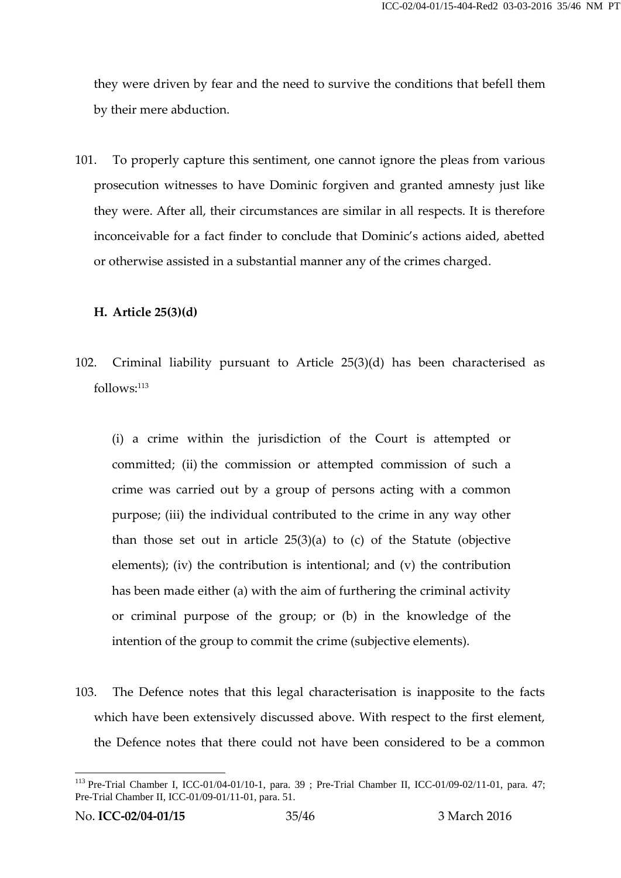they were driven by fear and the need to survive the conditions that befell them by their mere abduction.

101. To properly capture this sentiment, one cannot ignore the pleas from various prosecution witnesses to have Dominic forgiven and granted amnesty just like they were. After all, their circumstances are similar in all respects. It is therefore inconceivable for a fact finder to conclude that Dominic's actions aided, abetted or otherwise assisted in a substantial manner any of the crimes charged.

**H. Article 25(3)(d)**

102. Criminal liability pursuant to Article 25(3)(d) has been characterised as follows:[113]

> (i) a crime within the jurisdiction of the Court is attempted or committed; (ii) the commission or attempted commission of such a crime was carried out by a group of persons acting with a common purpose; (iii) the individual contributed to the crime in any way other than those set out in article 25(3)(a) to (c) of the Statute (objective elements); (iv) the contribution is intentional; and (v) the contribution has been made either (a) with the aim of furthering the criminal activity or criminal purpose of the group; or (b) in the knowledge of the intention of the group to commit the crime (subjective elements).

103. The Defence notes that this legal characterisation is inapposite to the facts which have been extensively discussed above. With respect to the first element, the Defence notes that there could not have been considered to be a common

---

[113] Pre-Trial Chamber I, ICC-01/04-01/10-1, para. 39 ; Pre-Trial Chamber II, ICC-01/09-02/11-01, para. 47; Pre-Trial Chamber II, ICC-01/09-01/11-01, para. 51.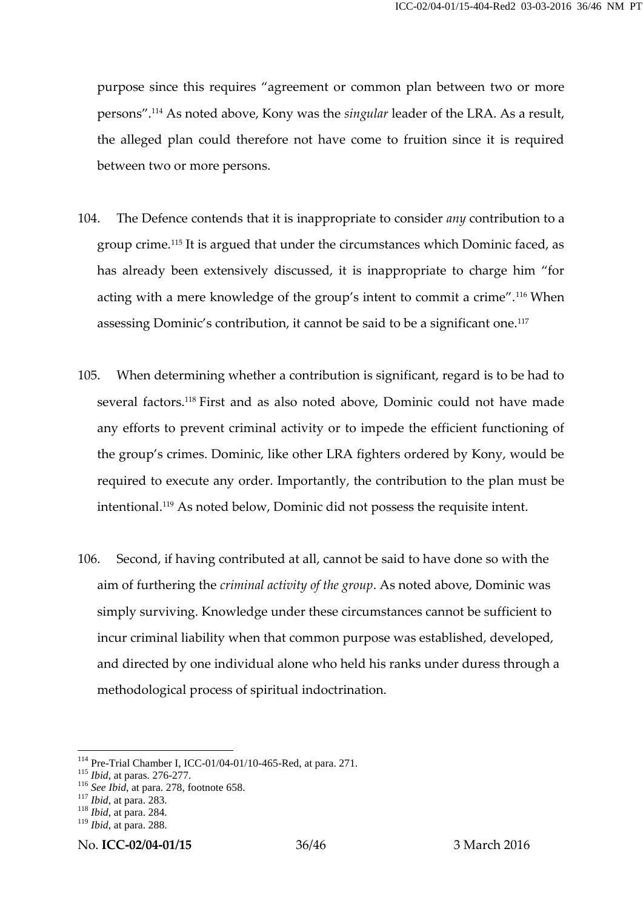purpose since this requires "agreement or common plan between two or more persons".[114] As noted above, Kony was the *singular* leader of the LRA. As a result, the alleged plan could therefore not have come to fruition since it is required between two or more persons.

104. The Defence contends that it is inappropriate to consider *any* contribution to a group crime.[115] It is argued that under the circumstances which Dominic faced, as has already been extensively discussed, it is inappropriate to charge him "for acting with a mere knowledge of the group's intent to commit a crime".[116] When assessing Dominic's contribution, it cannot be said to be a significant one.[117]

105. When determining whether a contribution is significant, regard is to be had to several factors.[118] First and as also noted above, Dominic could not have made any efforts to prevent criminal activity or to impede the efficient functioning of the group's crimes. Dominic, like other LRA fighters ordered by Kony, would be required to execute any order. Importantly, the contribution to the plan must be intentional.[119] As noted below, Dominic did not possess the requisite intent.

106. Second, if having contributed at all, cannot be said to have done so with the aim of furthering the *criminal activity of the group*. As noted above, Dominic was simply surviving. Knowledge under these circumstances cannot be sufficient to incur criminal liability when that common purpose was established, developed, and directed by one individual alone who held his ranks under duress through a methodological process of spiritual indoctrination.

---

[114] Pre-Trial Chamber I, ICC-01/04-01/10-465-Red, at para. 271.
[115] *Ibid*, at paras. 276-277.
[116] *See Ibid*, at para. 278, footnote 658.
[117] *Ibid*, at para. 283.
[118] *Ibid*, at para. 284.
[119] *Ibid*, at para. 288.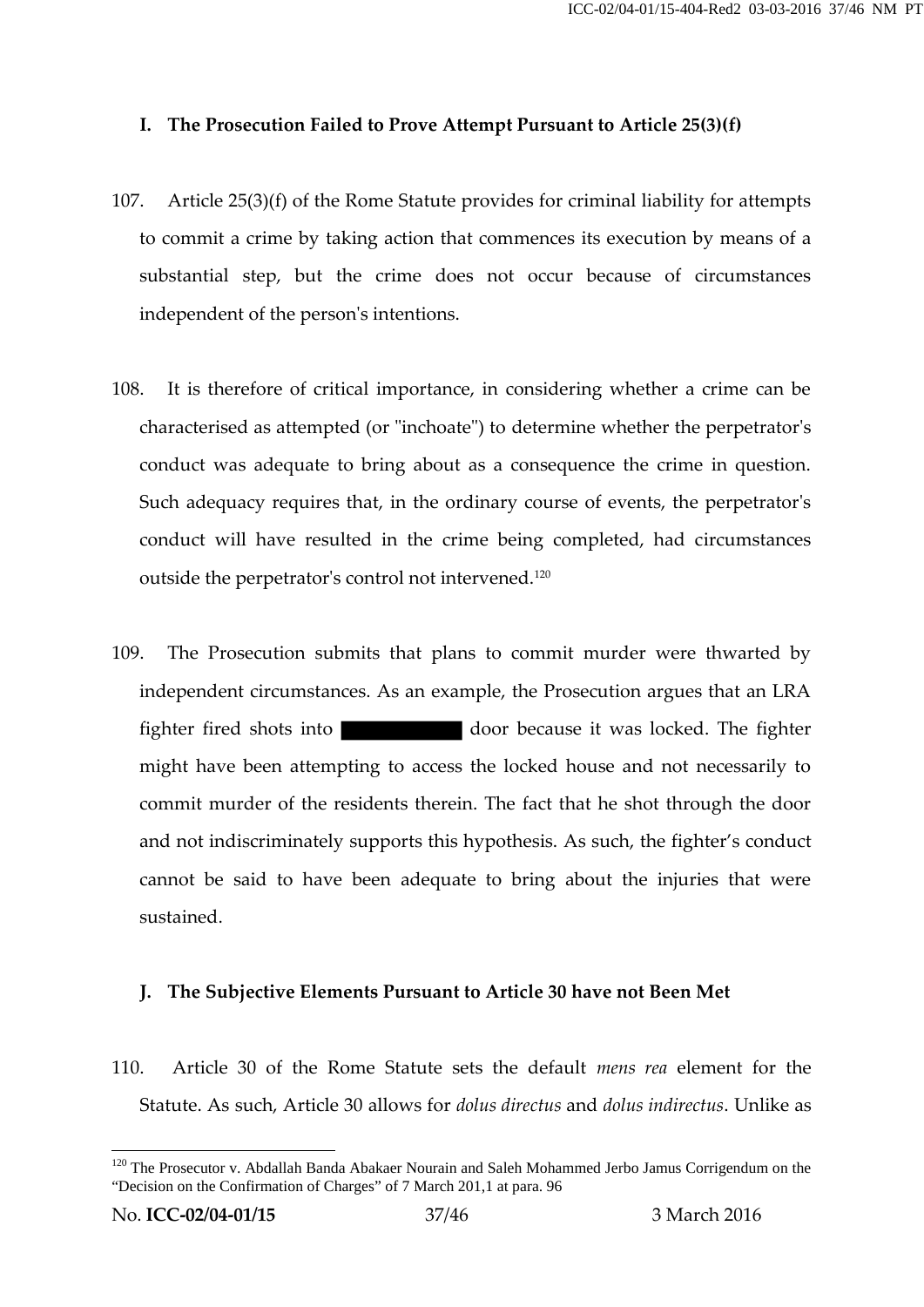## I. The Prosecution Failed to Prove Attempt Pursuant to Article 25(3)(f)

107. Article 25(3)(f) of the Rome Statute provides for criminal liability for attempts to commit a crime by taking action that commences its execution by means of a substantial step, but the crime does not occur because of circumstances independent of the person's intentions.

108. It is therefore of critical importance, in considering whether a crime can be characterised as attempted (or "inchoate") to determine whether the perpetrator's conduct was adequate to bring about as a consequence the crime in question. Such adequacy requires that, in the ordinary course of events, the perpetrator's conduct will have resulted in the crime being completed, had circumstances outside the perpetrator's control not intervened.[120]

109. The Prosecution submits that plans to commit murder were thwarted by independent circumstances. As an example, the Prosecution argues that an LRA fighter fired shots into ██████████ door because it was locked. The fighter might have been attempting to access the locked house and not necessarily to commit murder of the residents therein. The fact that he shot through the door and not indiscriminately supports this hypothesis. As such, the fighter's conduct cannot be said to have been adequate to bring about the injuries that were sustained.

## J. The Subjective Elements Pursuant to Article 30 have not Been Met

110. Article 30 of the Rome Statute sets the default *mens rea* element for the Statute. As such, Article 30 allows for *dolus directus* and *dolus indirectus*. Unlike as

---

[120] The Prosecutor v. Abdallah Banda Abakaer Nourain and Saleh Mohammed Jerbo Jamus Corrigendum on the "Decision on the Confirmation of Charges" of 7 March 201,1 at para. 96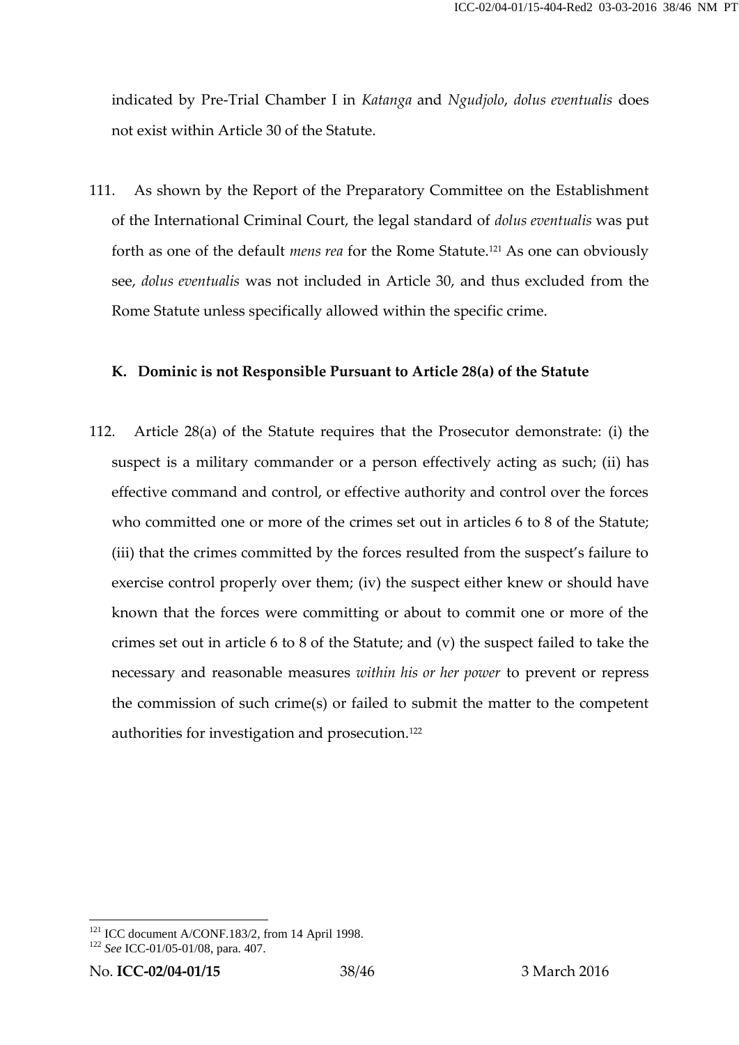indicated by Pre-Trial Chamber I in *Katanga* and *Ngudjolo*, *dolus eventualis* does not exist within Article 30 of the Statute.

111. As shown by the Report of the Preparatory Committee on the Establishment of the International Criminal Court, the legal standard of *dolus eventualis* was put forth as one of the default *mens rea* for the Rome Statute.[121] As one can obviously see, *dolus eventualis* was not included in Article 30, and thus excluded from the Rome Statute unless specifically allowed within the specific crime.

### K. Dominic is not Responsible Pursuant to Article 28(a) of the Statute

112. Article 28(a) of the Statute requires that the Prosecutor demonstrate: (i) the suspect is a military commander or a person effectively acting as such; (ii) has effective command and control, or effective authority and control over the forces who committed one or more of the crimes set out in articles 6 to 8 of the Statute; (iii) that the crimes committed by the forces resulted from the suspect's failure to exercise control properly over them; (iv) the suspect either knew or should have known that the forces were committing or about to commit one or more of the crimes set out in article 6 to 8 of the Statute; and (v) the suspect failed to take the necessary and reasonable measures *within his or her power* to prevent or repress the commission of such crime(s) or failed to submit the matter to the competent authorities for investigation and prosecution.[122]

---

[121] ICC document A/CONF.183/2, from 14 April 1998.

[122] *See* ICC-01/05-01/08, para. 407.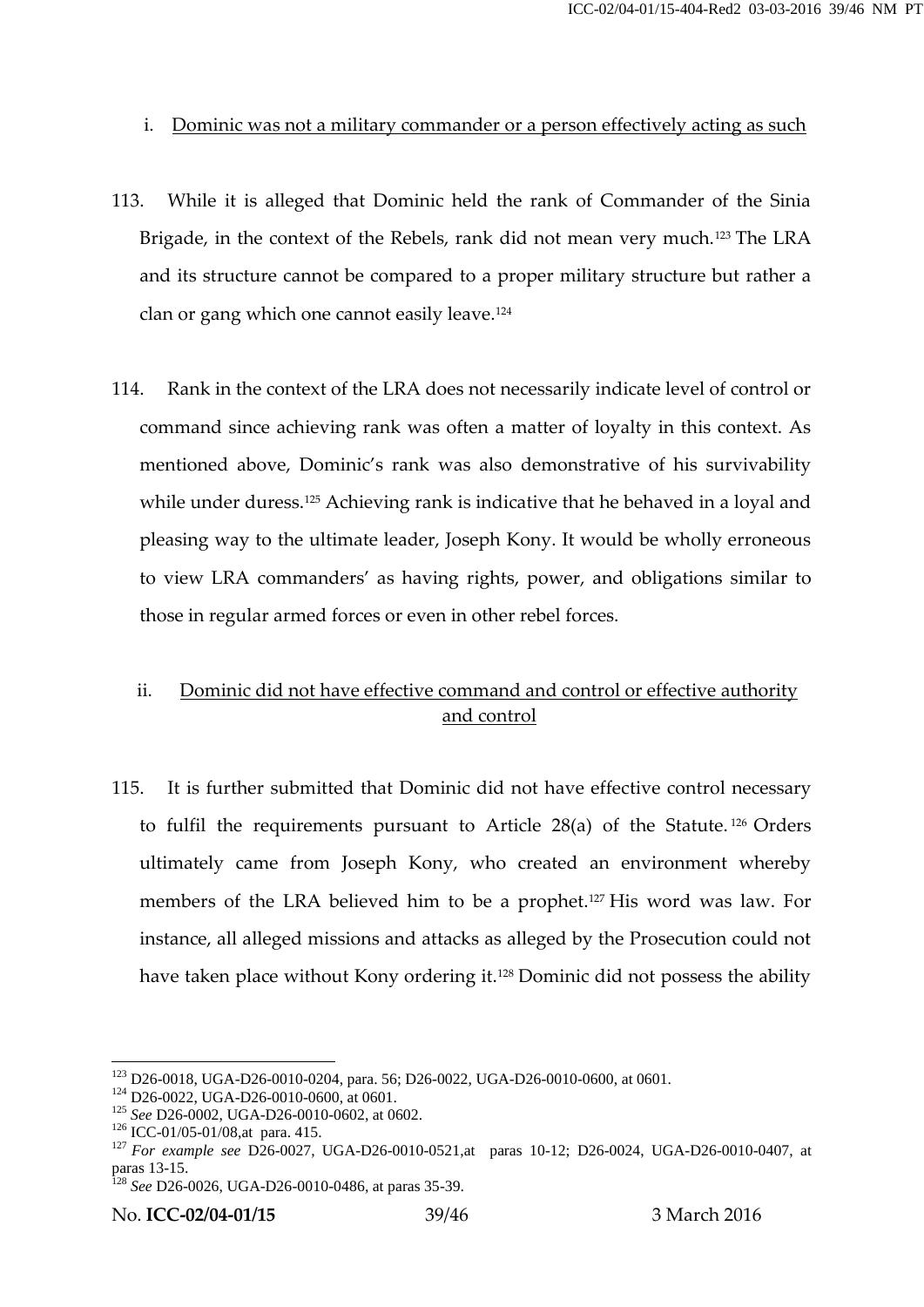i. <u>Dominic was not a military commander or a person effectively acting as such</u>

113. While it is alleged that Dominic held the rank of Commander of the Sinia Brigade, in the context of the Rebels, rank did not mean very much.[123] The LRA and its structure cannot be compared to a proper military structure but rather a clan or gang which one cannot easily leave.[124]

114. Rank in the context of the LRA does not necessarily indicate level of control or command since achieving rank was often a matter of loyalty in this context. As mentioned above, Dominic's rank was also demonstrative of his survivability while under duress.[125] Achieving rank is indicative that he behaved in a loyal and pleasing way to the ultimate leader, Joseph Kony. It would be wholly erroneous to view LRA commanders' as having rights, power, and obligations similar to those in regular armed forces or even in other rebel forces.

ii. <u>Dominic did not have effective command and control or effective authority and control</u>

115. It is further submitted that Dominic did not have effective control necessary to fulfil the requirements pursuant to Article 28(a) of the Statute.[126] Orders ultimately came from Joseph Kony, who created an environment whereby members of the LRA believed him to be a prophet.[127] His word was law. For instance, all alleged missions and attacks as alleged by the Prosecution could not have taken place without Kony ordering it.[128] Dominic did not possess the ability

---

[123] D26-0018, UGA-D26-0010-0204, para. 56; D26-0022, UGA-D26-0010-0600, at 0601.

[124] D26-0022, UGA-D26-0010-0600, at 0601.

[125] *See* D26-0002, UGA-D26-0010-0602, at 0602.

[126] ICC-01/05-01/08,at para. 415.

[127] *For example see* D26-0027, UGA-D26-0010-0521,at paras 10-12; D26-0024, UGA-D26-0010-0407, at paras 13-15.

[128] *See* D26-0026, UGA-D26-0010-0486, at paras 35-39.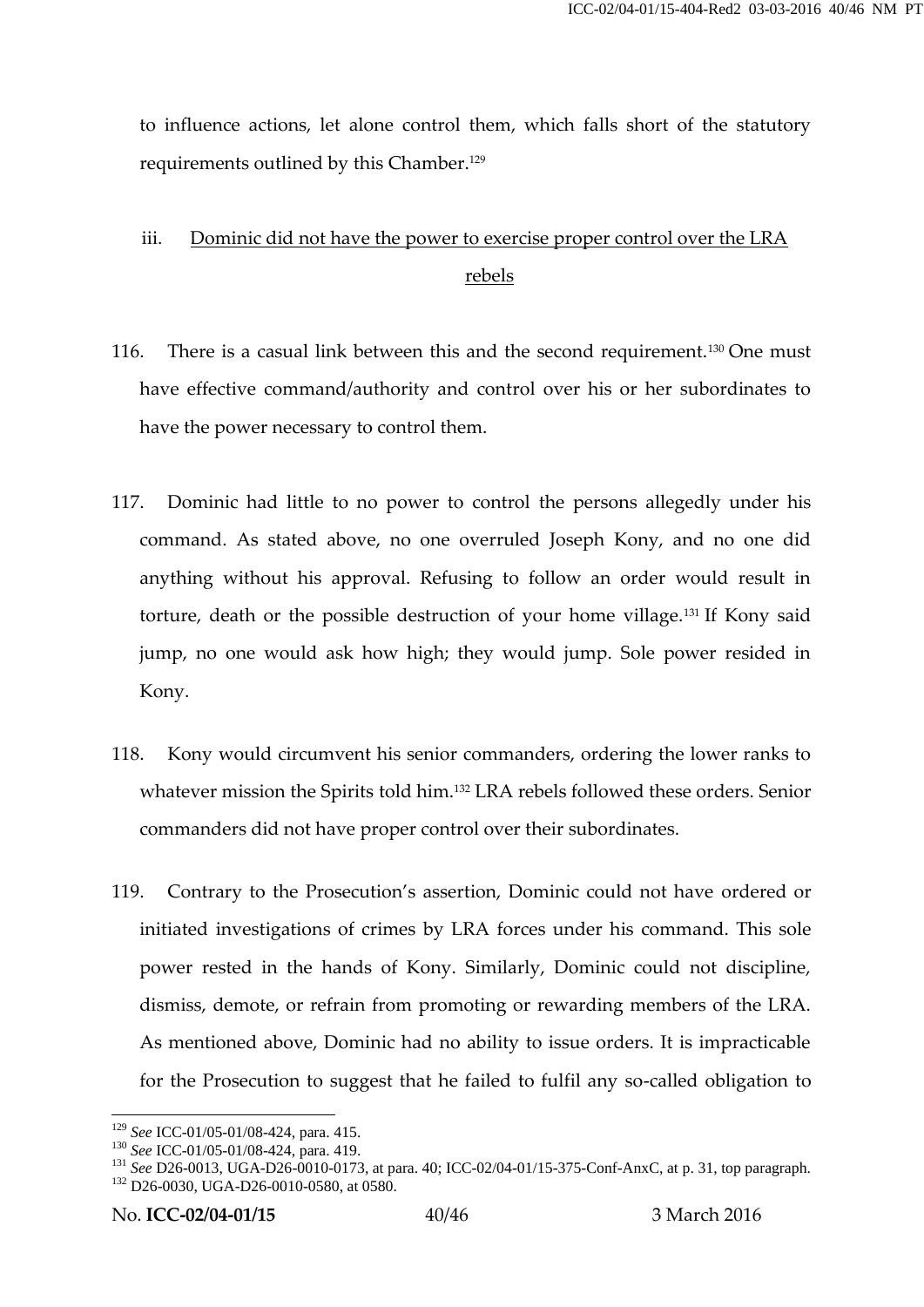to influence actions, let alone control them, which falls short of the statutory requirements outlined by this Chamber.[129]

iii. <u>Dominic did not have the power to exercise proper control over the LRA rebels</u>

116. There is a casual link between this and the second requirement.[130] One must have effective command/authority and control over his or her subordinates to have the power necessary to control them.

117. Dominic had little to no power to control the persons allegedly under his command. As stated above, no one overruled Joseph Kony, and no one did anything without his approval. Refusing to follow an order would result in torture, death or the possible destruction of your home village.[131] If Kony said jump, no one would ask how high; they would jump. Sole power resided in Kony.

118. Kony would circumvent his senior commanders, ordering the lower ranks to whatever mission the Spirits told him.[132] LRA rebels followed these orders. Senior commanders did not have proper control over their subordinates.

119. Contrary to the Prosecution's assertion, Dominic could not have ordered or initiated investigations of crimes by LRA forces under his command. This sole power rested in the hands of Kony. Similarly, Dominic could not discipline, dismiss, demote, or refrain from promoting or rewarding members of the LRA. As mentioned above, Dominic had no ability to issue orders. It is impracticable for the Prosecution to suggest that he failed to fulfil any so-called obligation to

---

[129] *See* ICC-01/05-01/08-424, para. 415.
[130] *See* ICC-01/05-01/08-424, para. 419.
[131] *See* D26-0013, UGA-D26-0010-0173, at para. 40; ICC-02/04-01/15-375-Conf-AnxC, at p. 31, top paragraph.
[132] D26-0030, UGA-D26-0010-0580, at 0580.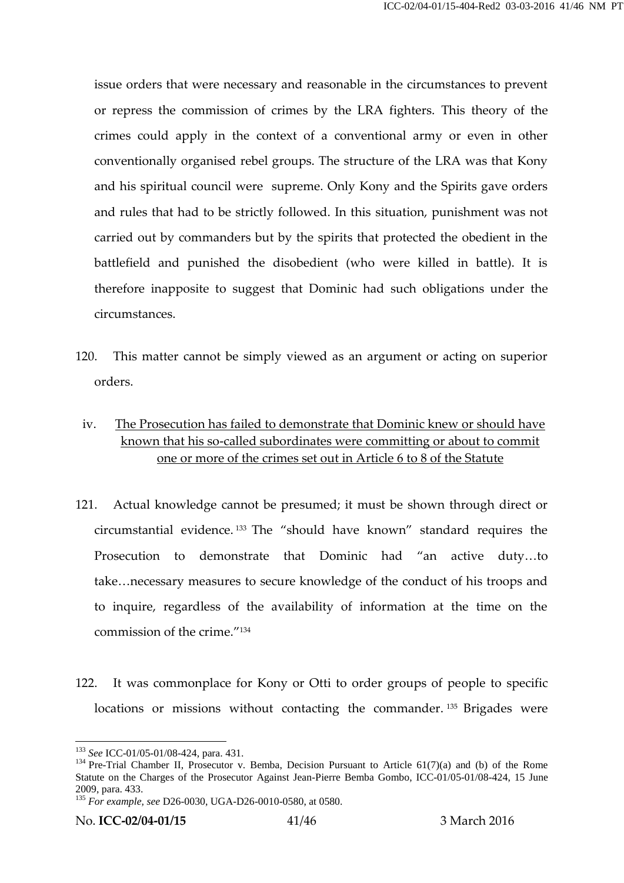issue orders that were necessary and reasonable in the circumstances to prevent or repress the commission of crimes by the LRA fighters. This theory of the crimes could apply in the context of a conventional army or even in other conventionally organised rebel groups. The structure of the LRA was that Kony and his spiritual council were supreme. Only Kony and the Spirits gave orders and rules that had to be strictly followed. In this situation, punishment was not carried out by commanders but by the spirits that protected the obedient in the battlefield and punished the disobedient (who were killed in battle). It is therefore inapposite to suggest that Dominic had such obligations under the circumstances.

120. This matter cannot be simply viewed as an argument or acting on superior orders.

iv. <u>The Prosecution has failed to demonstrate that Dominic knew or should have known that his so-called subordinates were committing or about to commit one or more of the crimes set out in Article 6 to 8 of the Statute</u>

121. Actual knowledge cannot be presumed; it must be shown through direct or circumstantial evidence.[133] The "should have known" standard requires the Prosecution to demonstrate that Dominic had "an active duty…to take…necessary measures to secure knowledge of the conduct of his troops and to inquire, regardless of the availability of information at the time on the commission of the crime."[134]

122. It was commonplace for Kony or Otti to order groups of people to specific locations or missions without contacting the commander.[135] Brigades were

---

[133] *See* ICC-01/05-01/08-424, para. 431.

[134] Pre-Trial Chamber II, Prosecutor v. Bemba, Decision Pursuant to Article 61(7)(a) and (b) of the Rome Statute on the Charges of the Prosecutor Against Jean-Pierre Bemba Gombo, ICC-01/05-01/08-424, 15 June 2009, para. 433.

[135] *For example, see* D26-0030, UGA-D26-0010-0580, at 0580.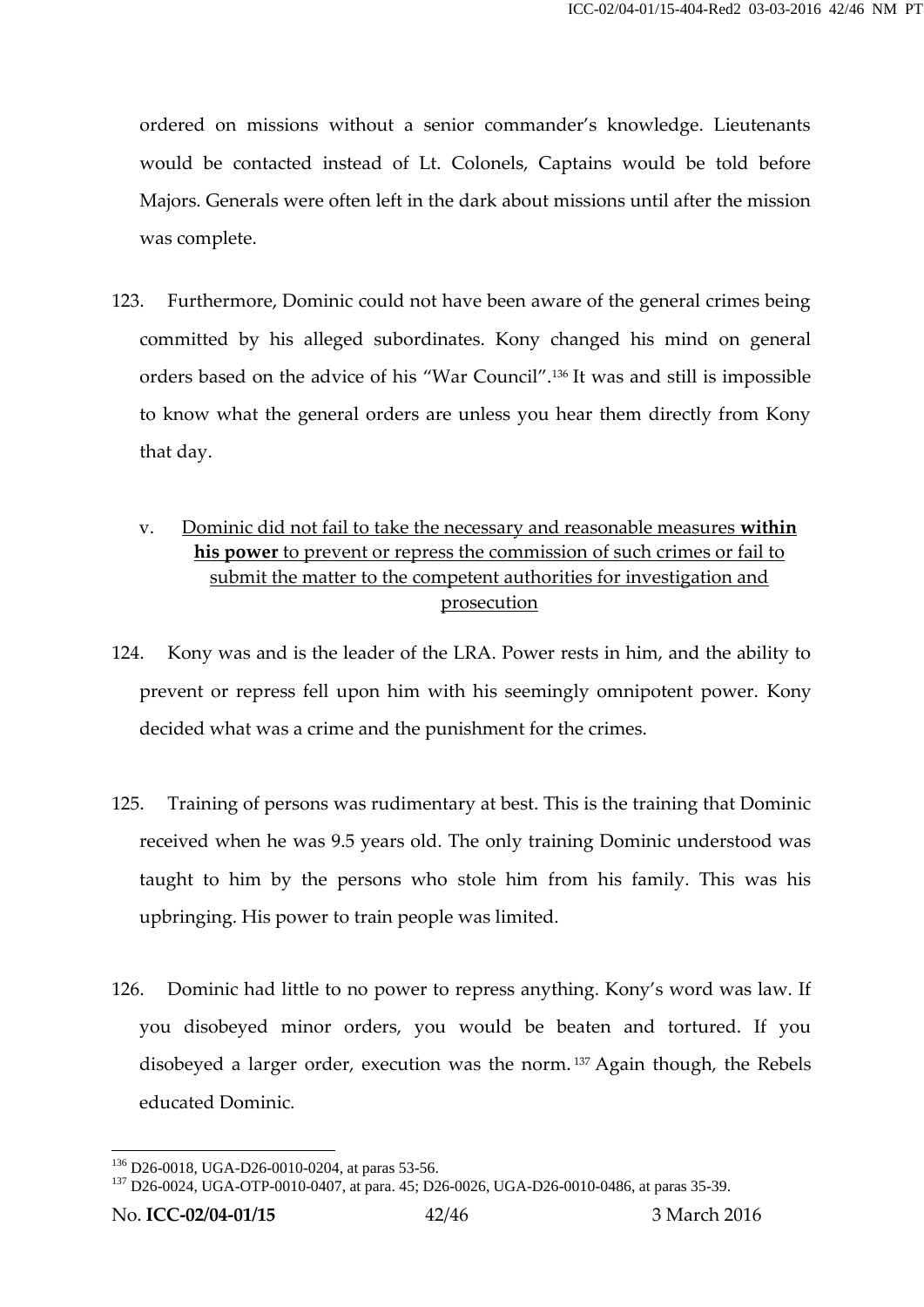ordered on missions without a senior commander's knowledge. Lieutenants would be contacted instead of Lt. Colonels, Captains would be told before Majors. Generals were often left in the dark about missions until after the mission was complete.

123. Furthermore, Dominic could not have been aware of the general crimes being committed by his alleged subordinates. Kony changed his mind on general orders based on the advice of his "War Council".[136] It was and still is impossible to know what the general orders are unless you hear them directly from Kony that day.

v. <u>Dominic did not fail to take the necessary and reasonable measures **within his power** to prevent or repress the commission of such crimes or fail to submit the matter to the competent authorities for investigation and prosecution</u>

124. Kony was and is the leader of the LRA. Power rests in him, and the ability to prevent or repress fell upon him with his seemingly omnipotent power. Kony decided what was a crime and the punishment for the crimes.

125. Training of persons was rudimentary at best. This is the training that Dominic received when he was 9.5 years old. The only training Dominic understood was taught to him by the persons who stole him from his family. This was his upbringing. His power to train people was limited.

126. Dominic had little to no power to repress anything. Kony's word was law. If you disobeyed minor orders, you would be beaten and tortured. If you disobeyed a larger order, execution was the norm.[137] Again though, the Rebels educated Dominic.

---

[136] D26-0018, UGA-D26-0010-0204, at paras 53-56.

[137] D26-0024, UGA-OTP-0010-0407, at para. 45; D26-0026, UGA-D26-0010-0486, at paras 35-39.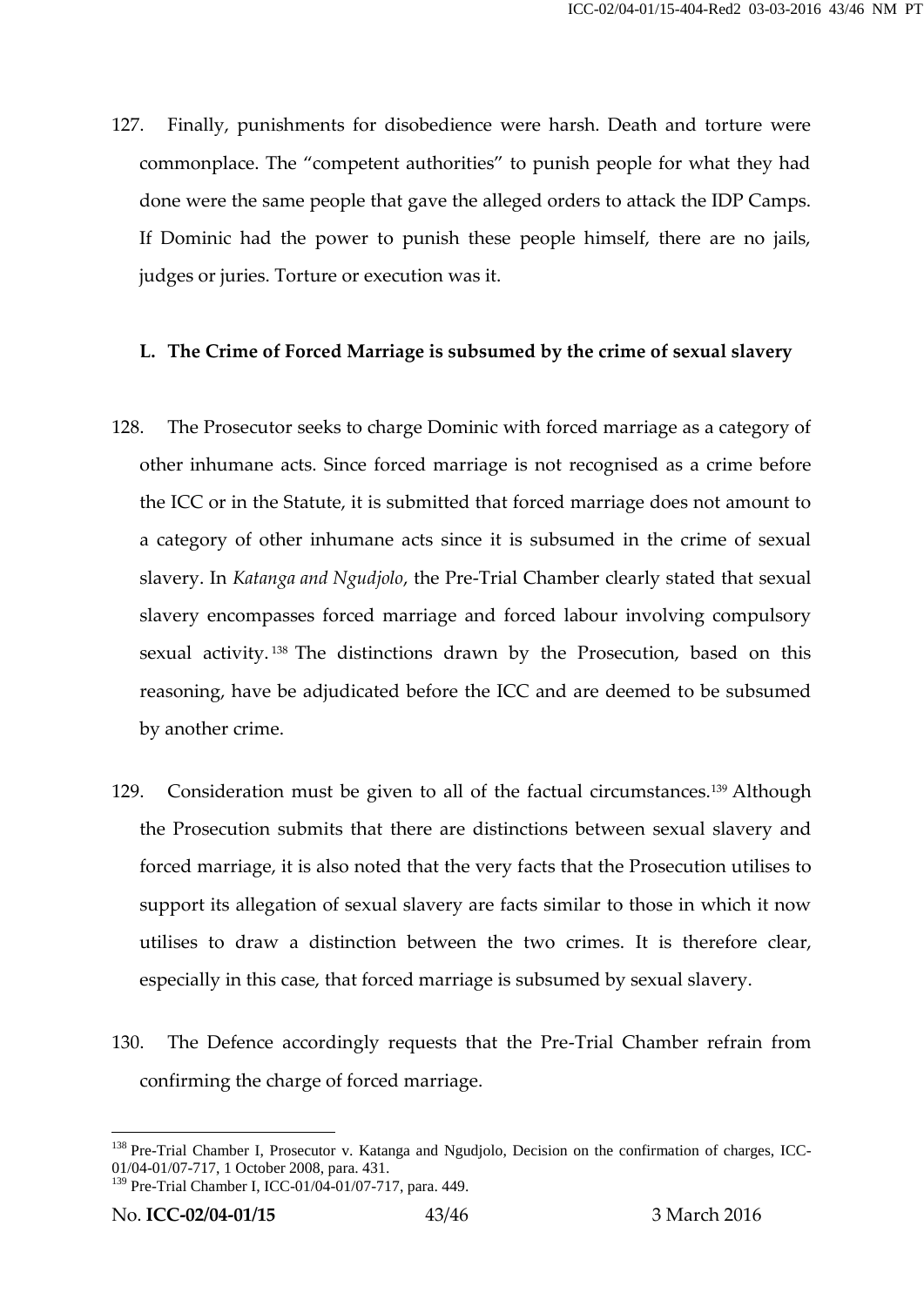127. Finally, punishments for disobedience were harsh. Death and torture were commonplace. The "competent authorities" to punish people for what they had done were the same people that gave the alleged orders to attack the IDP Camps. If Dominic had the power to punish these people himself, there are no jails, judges or juries. Torture or execution was it.

**L. The Crime of Forced Marriage is subsumed by the crime of sexual slavery**

128. The Prosecutor seeks to charge Dominic with forced marriage as a category of other inhumane acts. Since forced marriage is not recognised as a crime before the ICC or in the Statute, it is submitted that forced marriage does not amount to a category of other inhumane acts since it is subsumed in the crime of sexual slavery. In *Katanga and Ngudjolo*, the Pre-Trial Chamber clearly stated that sexual slavery encompasses forced marriage and forced labour involving compulsory sexual activity.[138] The distinctions drawn by the Prosecution, based on this reasoning, have be adjudicated before the ICC and are deemed to be subsumed by another crime.

129. Consideration must be given to all of the factual circumstances.[139] Although the Prosecution submits that there are distinctions between sexual slavery and forced marriage, it is also noted that the very facts that the Prosecution utilises to support its allegation of sexual slavery are facts similar to those in which it now utilises to draw a distinction between the two crimes. It is therefore clear, especially in this case, that forced marriage is subsumed by sexual slavery.

130. The Defence accordingly requests that the Pre-Trial Chamber refrain from confirming the charge of forced marriage.

---

[138] Pre-Trial Chamber I, Prosecutor v. Katanga and Ngudjolo, Decision on the confirmation of charges, ICC-01/04-01/07-717, 1 October 2008, para. 431.

[139] Pre-Trial Chamber I, ICC-01/04-01/07-717, para. 449.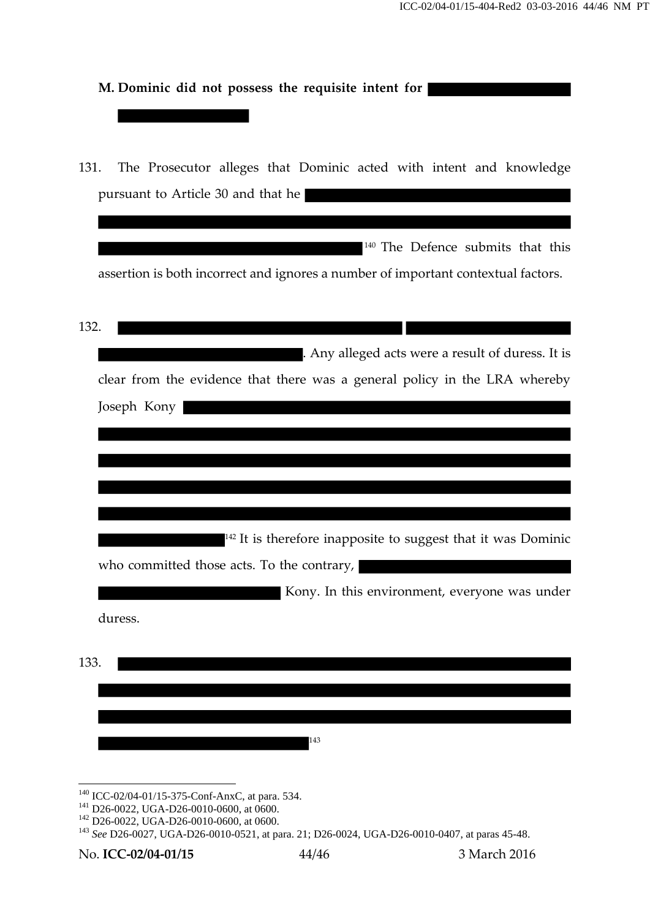## M. Dominic did not possess the requisite intent for [REDACTED]

131. The Prosecutor alleges that Dominic acted with intent and knowledge pursuant to Article 30 and that he [REDACTED][140] The Defence submits that this assertion is both incorrect and ignores a number of important contextual factors.

132. [REDACTED]. Any alleged acts were a result of duress. It is clear from the evidence that there was a general policy in the LRA whereby Joseph Kony [REDACTED][142] It is therefore inapposite to suggest that it was Dominic who committed those acts. To the contrary, [REDACTED] Kony. In this environment, everyone was under duress.

133. [REDACTED][143]

---

[140] ICC-02/04-01/15-375-Conf-AnxC, at para. 534.

[141] D26-0022, UGA-D26-0010-0600, at 0600.

[142] D26-0022, UGA-D26-0010-0600, at 0600.

[143] *See* D26-0027, UGA-D26-0010-0521, at para. 21; D26-0024, UGA-D26-0010-0407, at paras 45-48.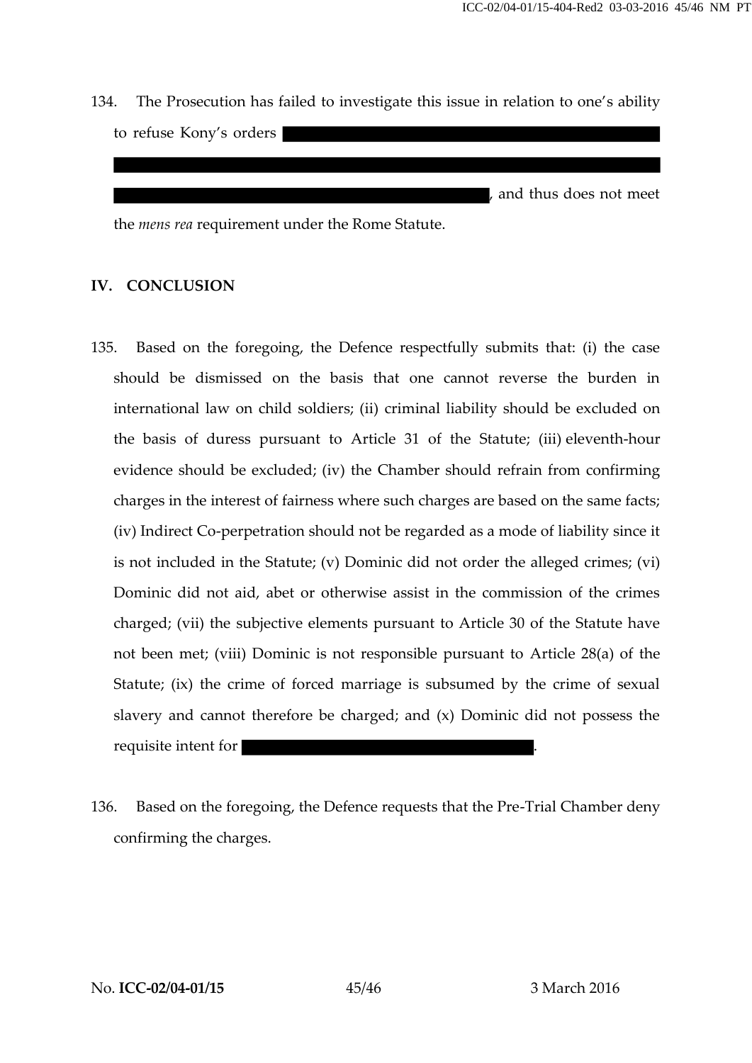134. The Prosecution has failed to investigate this issue in relation to one's ability to refuse Kony's orders [REDACTED], and thus does not meet the *mens rea* requirement under the Rome Statute.

## IV. CONCLUSION

135. Based on the foregoing, the Defence respectfully submits that: (i) the case should be dismissed on the basis that one cannot reverse the burden in international law on child soldiers; (ii) criminal liability should be excluded on the basis of duress pursuant to Article 31 of the Statute; (iii) eleventh-hour evidence should be excluded; (iv) the Chamber should refrain from confirming charges in the interest of fairness where such charges are based on the same facts; (iv) Indirect Co-perpetration should not be regarded as a mode of liability since it is not included in the Statute; (v) Dominic did not order the alleged crimes; (vi) Dominic did not aid, abet or otherwise assist in the commission of the crimes charged; (vii) the subjective elements pursuant to Article 30 of the Statute have not been met; (viii) Dominic is not responsible pursuant to Article 28(a) of the Statute; (ix) the crime of forced marriage is subsumed by the crime of sexual slavery and cannot therefore be charged; and (x) Dominic did not possess the requisite intent for [REDACTED].

136. Based on the foregoing, the Defence requests that the Pre-Trial Chamber deny confirming the charges.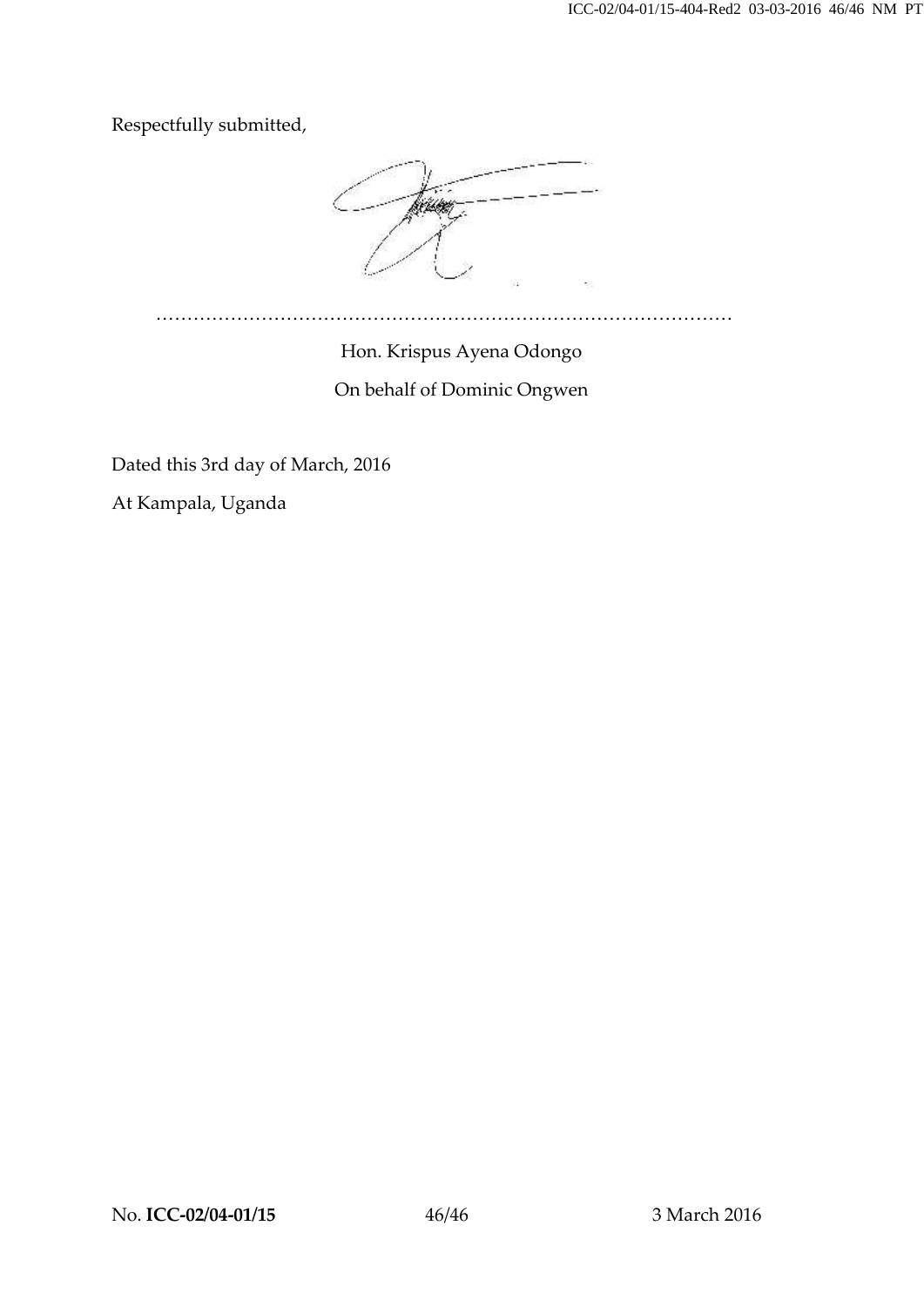Respectfully submitted,

………………………………………………………………………………

Hon. Krispus Ayena Odongo

On behalf of Dominic Ongwen

Dated this 3rd day of March, 2016

At Kampala, Uganda